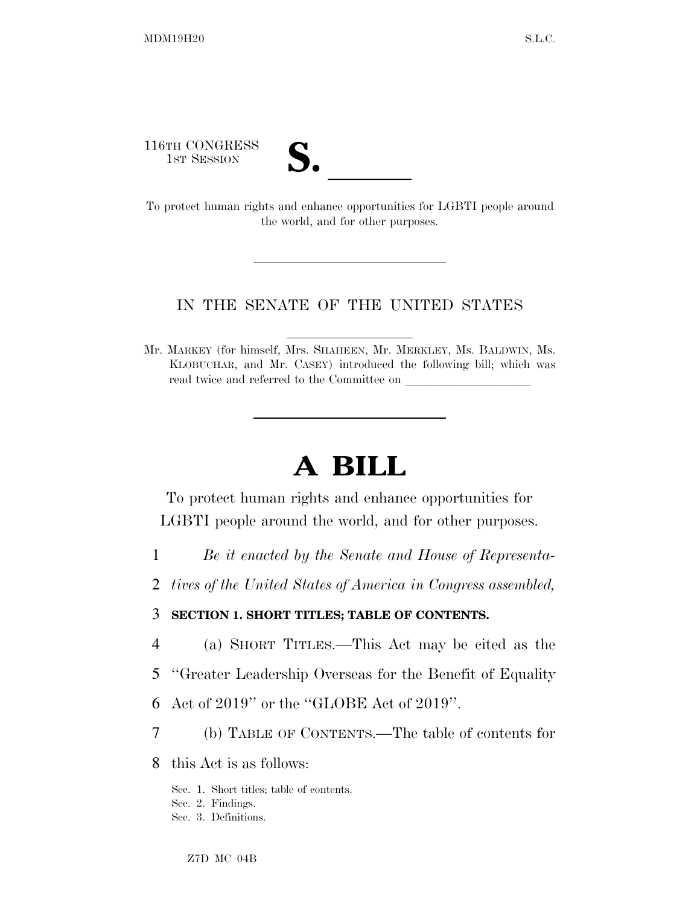116TH CONGRESS
1ST SESSION

# S. ______

To protect human rights and enhance opportunities for LGBTI people around the world, and for other purposes.

---

IN THE SENATE OF THE UNITED STATES

Mr. MARKEY (for himself, Mrs. SHAHEEN, Mr. MERKLEY, Ms. BALDWIN, Ms. KLOBUCHAR, and Mr. CASEY) introduced the following bill; which was read twice and referred to the Committee on ____________________

---

# A BILL

To protect human rights and enhance opportunities for LGBTI people around the world, and for other purposes.

1 *Be it enacted by the Senate and House of Representa-*
2 *tives of the United States of America in Congress assembled,*

3 **SECTION 1. SHORT TITLES; TABLE OF CONTENTS.**

4 (a) SHORT TITLES.—This Act may be cited as the
5 "Greater Leadership Overseas for the Benefit of Equality
6 Act of 2019" or the "GLOBE Act of 2019".

7 (b) TABLE OF CONTENTS.—The table of contents for
8 this Act is as follows:

Sec. 1. Short titles; table of contents.
Sec. 2. Findings.
Sec. 3. Definitions.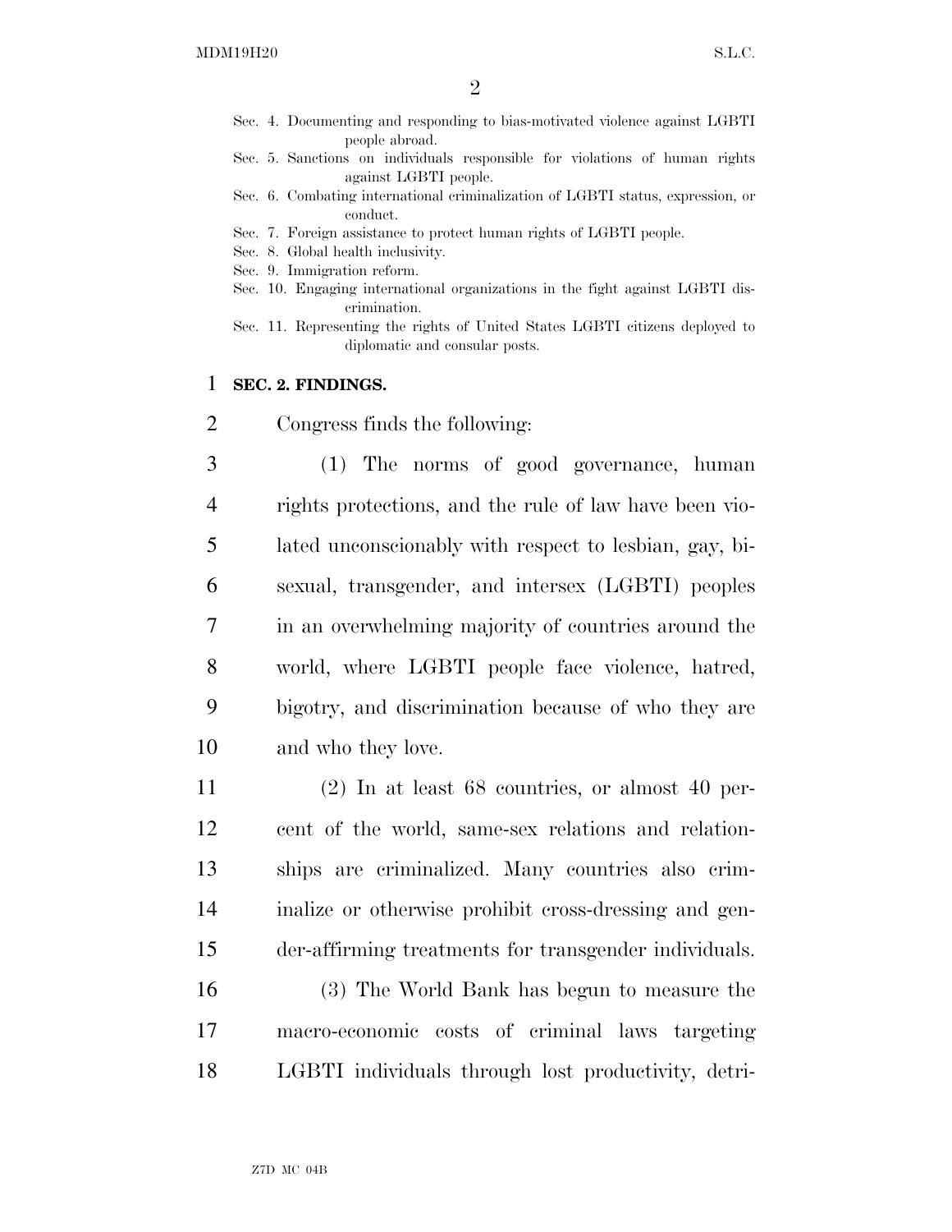Sec. 4. Documenting and responding to bias-motivated violence against LGBTI people abroad.
Sec. 5. Sanctions on individuals responsible for violations of human rights against LGBTI people.
Sec. 6. Combating international criminalization of LGBTI status, expression, or conduct.
Sec. 7. Foreign assistance to protect human rights of LGBTI people.
Sec. 8. Global health inclusivity.
Sec. 9. Immigration reform.
Sec. 10. Engaging international organizations in the fight against LGBTI discrimination.
Sec. 11. Representing the rights of United States LGBTI citizens deployed to diplomatic and consular posts.

**SEC. 2. FINDINGS.**

Congress finds the following:

(1) The norms of good governance, human rights protections, and the rule of law have been violated unconscionably with respect to lesbian, gay, bisexual, transgender, and intersex (LGBTI) peoples in an overwhelming majority of countries around the world, where LGBTI people face violence, hatred, bigotry, and discrimination because of who they are and who they love.

(2) In at least 68 countries, or almost 40 percent of the world, same-sex relations and relationships are criminalized. Many countries also criminalize or otherwise prohibit cross-dressing and gender-affirming treatments for transgender individuals.

(3) The World Bank has begun to measure the macro-economic costs of criminal laws targeting LGBTI individuals through lost productivity, detri-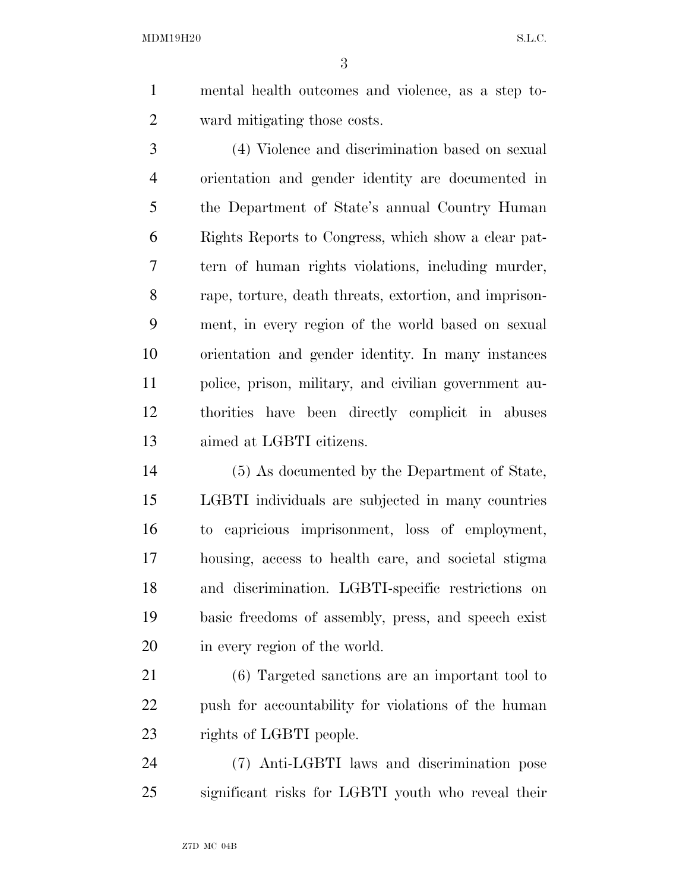mental health outcomes and violence, as a step toward mitigating those costs.

(4) Violence and discrimination based on sexual orientation and gender identity are documented in the Department of State's annual Country Human Rights Reports to Congress, which show a clear pattern of human rights violations, including murder, rape, torture, death threats, extortion, and imprisonment, in every region of the world based on sexual orientation and gender identity. In many instances police, prison, military, and civilian government authorities have been directly complicit in abuses aimed at LGBTI citizens.

(5) As documented by the Department of State, LGBTI individuals are subjected in many countries to capricious imprisonment, loss of employment, housing, access to health care, and societal stigma and discrimination. LGBTI-specific restrictions on basic freedoms of assembly, press, and speech exist in every region of the world.

(6) Targeted sanctions are an important tool to push for accountability for violations of the human rights of LGBTI people.

(7) Anti-LGBTI laws and discrimination pose significant risks for LGBTI youth who reveal their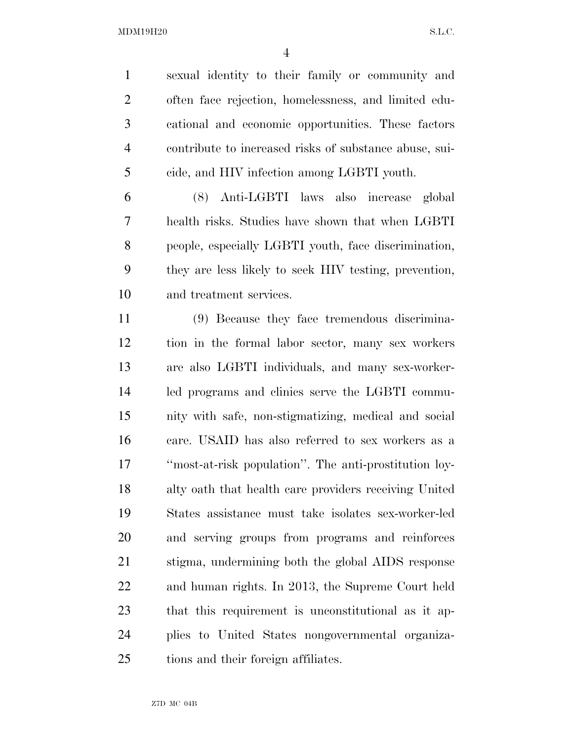sexual identity to their family or community and often face rejection, homelessness, and limited educational and economic opportunities. These factors contribute to increased risks of substance abuse, suicide, and HIV infection among LGBTI youth.

(8) Anti-LGBTI laws also increase global health risks. Studies have shown that when LGBTI people, especially LGBTI youth, face discrimination, they are less likely to seek HIV testing, prevention, and treatment services.

(9) Because they face tremendous discrimination in the formal labor sector, many sex workers are also LGBTI individuals, and many sex-worker-led programs and clinics serve the LGBTI community with safe, non-stigmatizing, medical and social care. USAID has also referred to sex workers as a ''most-at-risk population''. The anti-prostitution loyalty oath that health care providers receiving United States assistance must take isolates sex-worker-led and serving groups from programs and reinforces stigma, undermining both the global AIDS response and human rights. In 2013, the Supreme Court held that this requirement is unconstitutional as it applies to United States nongovernmental organizations and their foreign affiliates.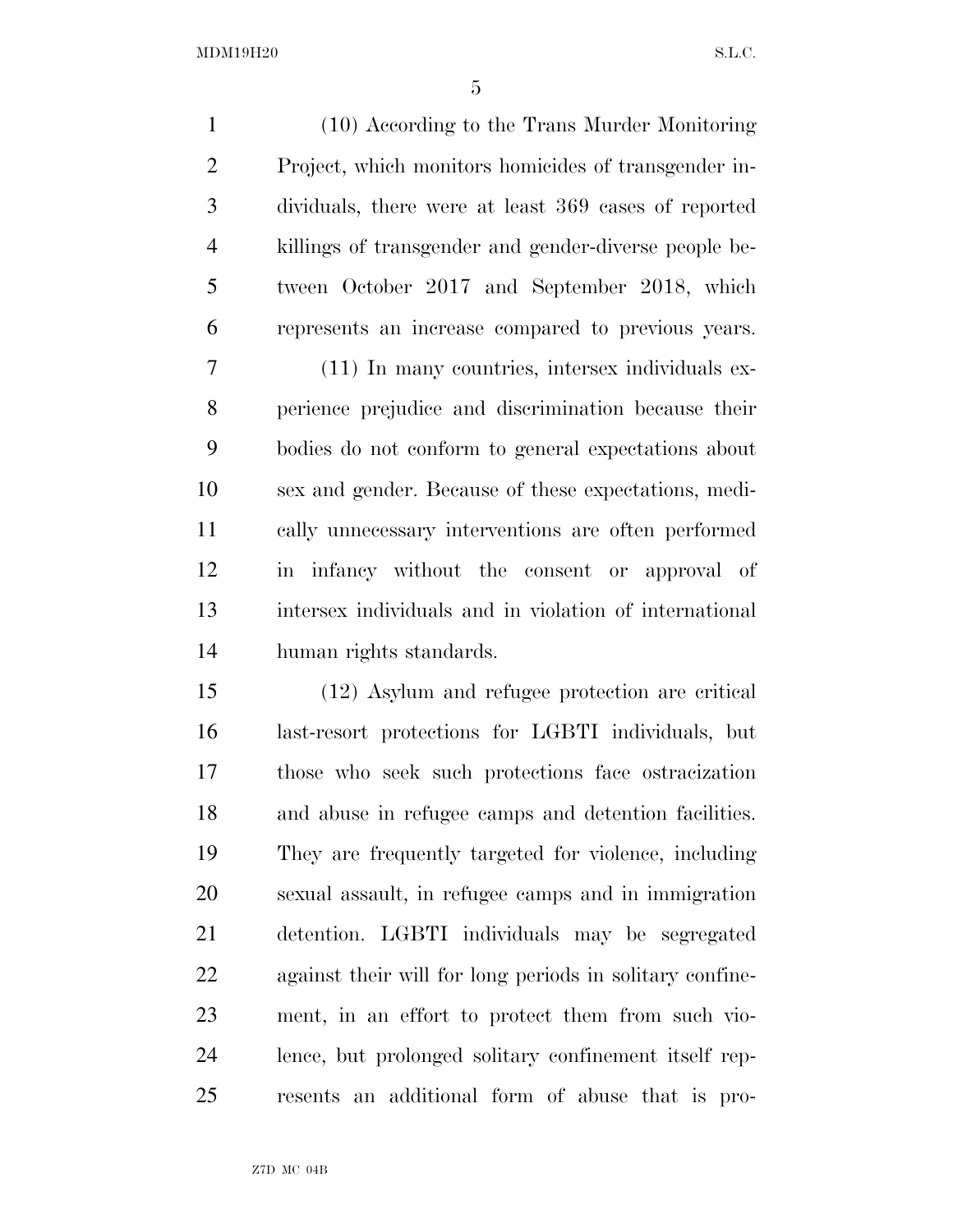(10) According to the Trans Murder Monitoring Project, which monitors homicides of transgender individuals, there were at least 369 cases of reported killings of transgender and gender-diverse people between October 2017 and September 2018, which represents an increase compared to previous years.

(11) In many countries, intersex individuals experience prejudice and discrimination because their bodies do not conform to general expectations about sex and gender. Because of these expectations, medically unnecessary interventions are often performed in infancy without the consent or approval of intersex individuals and in violation of international human rights standards.

(12) Asylum and refugee protection are critical last-resort protections for LGBTI individuals, but those who seek such protections face ostracization and abuse in refugee camps and detention facilities. They are frequently targeted for violence, including sexual assault, in refugee camps and in immigration detention. LGBTI individuals may be segregated against their will for long periods in solitary confinement, in an effort to protect them from such violence, but prolonged solitary confinement itself represents an additional form of abuse that is pro-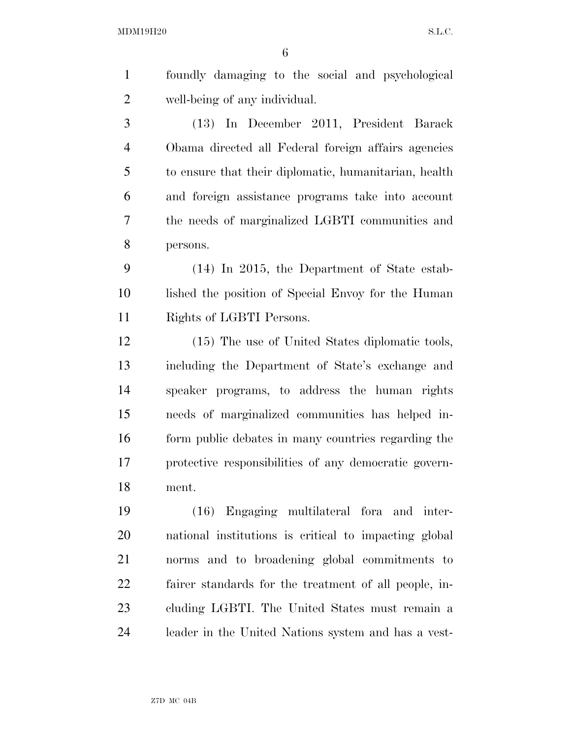foundly damaging to the social and psychological well-being of any individual.

(13) In December 2011, President Barack Obama directed all Federal foreign affairs agencies to ensure that their diplomatic, humanitarian, health and foreign assistance programs take into account the needs of marginalized LGBTI communities and persons.

(14) In 2015, the Department of State established the position of Special Envoy for the Human Rights of LGBTI Persons.

(15) The use of United States diplomatic tools, including the Department of State's exchange and speaker programs, to address the human rights needs of marginalized communities has helped inform public debates in many countries regarding the protective responsibilities of any democratic government.

(16) Engaging multilateral fora and international institutions is critical to impacting global norms and to broadening global commitments to fairer standards for the treatment of all people, including LGBTI. The United States must remain a leader in the United Nations system and has a vest-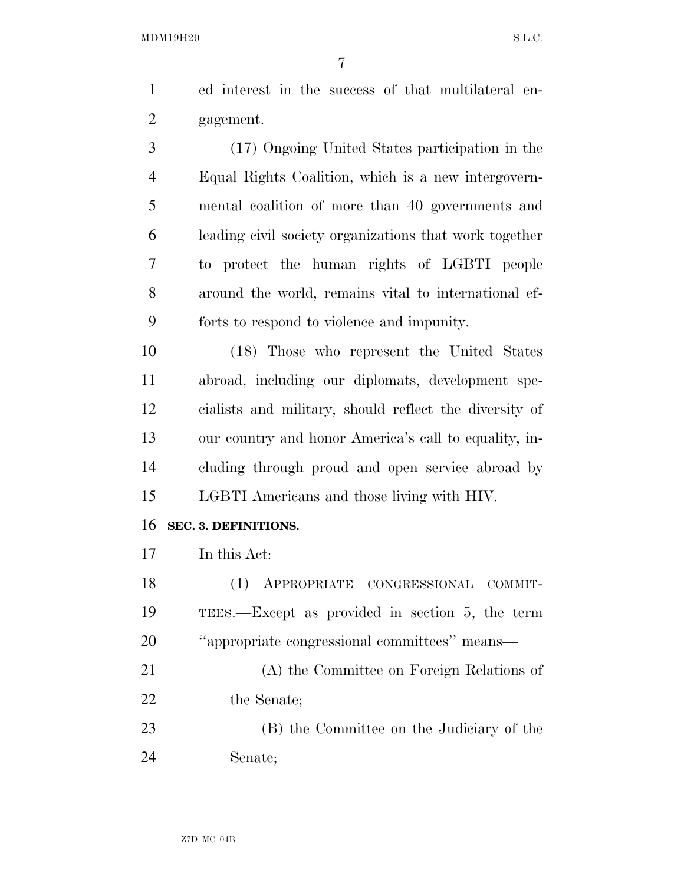ed interest in the success of that multilateral engagement.

(17) Ongoing United States participation in the Equal Rights Coalition, which is a new intergovernmental coalition of more than 40 governments and leading civil society organizations that work together to protect the human rights of LGBTI people around the world, remains vital to international efforts to respond to violence and impunity.

(18) Those who represent the United States abroad, including our diplomats, development specialists and military, should reflect the diversity of our country and honor America's call to equality, including through proud and open service abroad by LGBTI Americans and those living with HIV.

**SEC. 3. DEFINITIONS.**

In this Act:

(1) APPROPRIATE CONGRESSIONAL COMMITTEES.—Except as provided in section 5, the term ''appropriate congressional committees'' means—

(A) the Committee on Foreign Relations of the Senate;

(B) the Committee on the Judiciary of the Senate;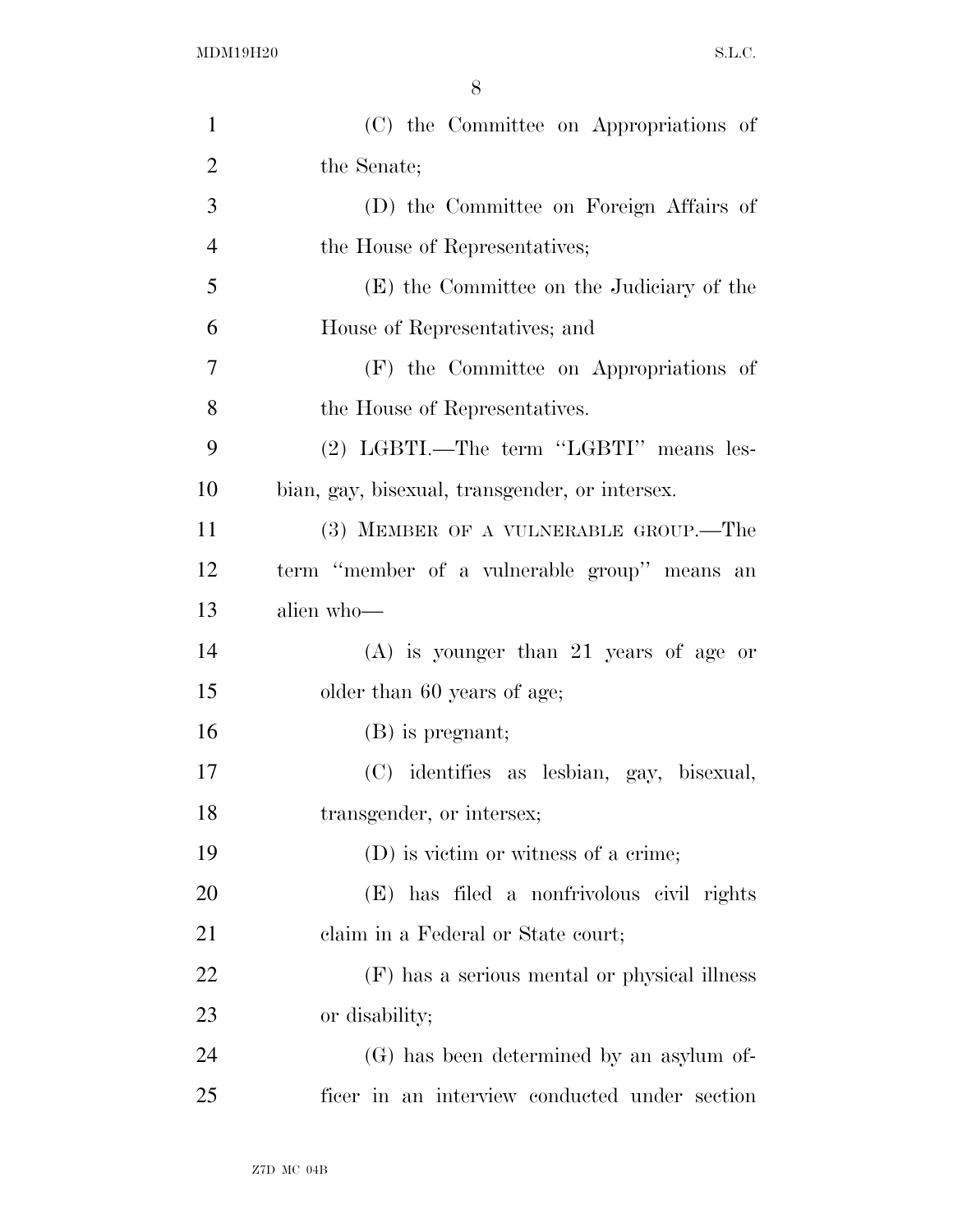(C) the Committee on Appropriations of the Senate;

(D) the Committee on Foreign Affairs of the House of Representatives;

(E) the Committee on the Judiciary of the House of Representatives; and

(F) the Committee on Appropriations of the House of Representatives.

(2) LGBTI.—The term "LGBTI" means lesbian, gay, bisexual, transgender, or intersex.

(3) MEMBER OF A VULNERABLE GROUP.—The term "member of a vulnerable group" means an alien who—

(A) is younger than 21 years of age or older than 60 years of age;

(B) is pregnant;

(C) identifies as lesbian, gay, bisexual, transgender, or intersex;

(D) is victim or witness of a crime;

(E) has filed a nonfrivolous civil rights claim in a Federal or State court;

(F) has a serious mental or physical illness or disability;

(G) has been determined by an asylum officer in an interview conducted under section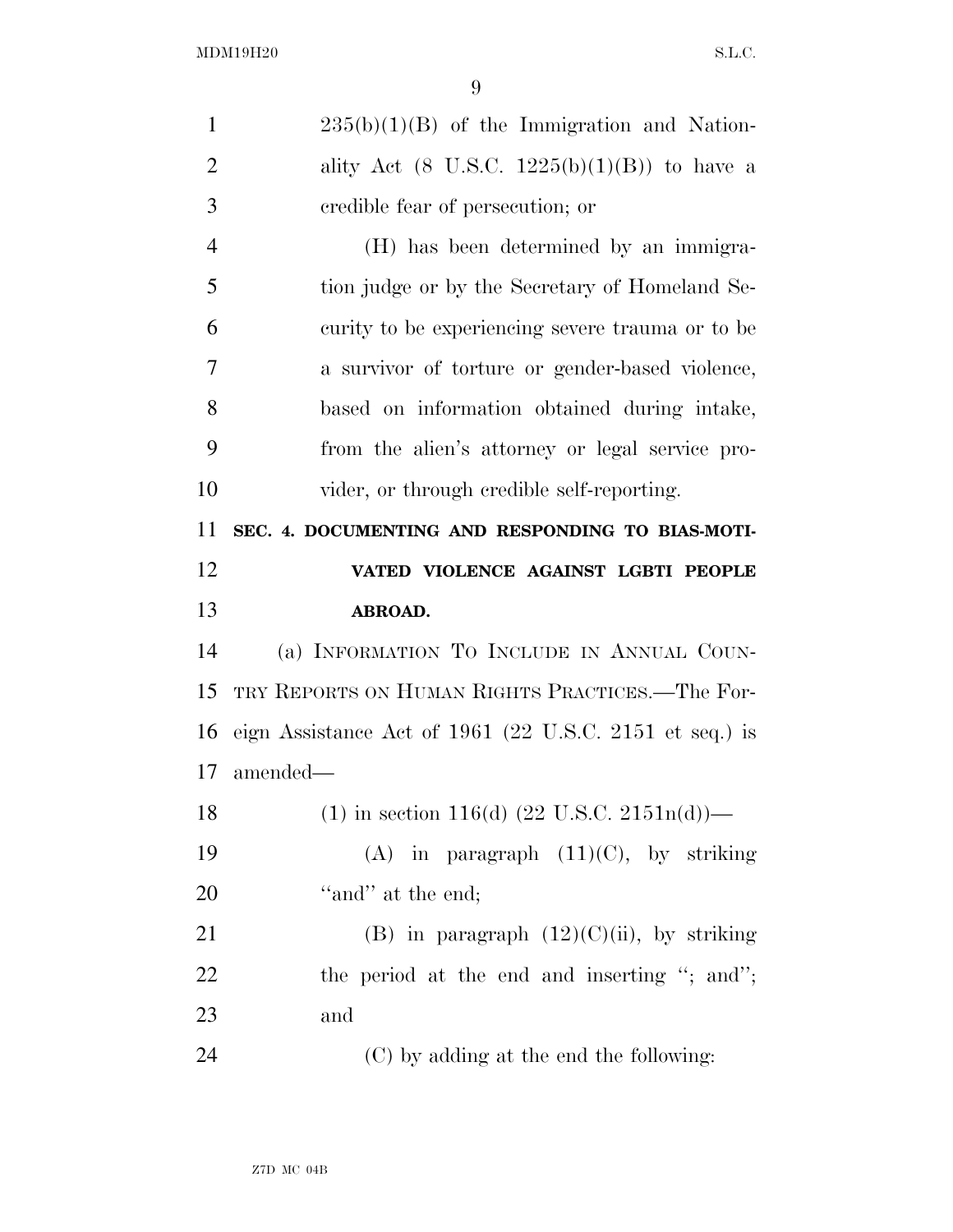235(b)(1)(B) of the Immigration and Nationality Act (8 U.S.C. 1225(b)(1)(B)) to have a credible fear of persecution; or

(H) has been determined by an immigration judge or by the Secretary of Homeland Security to be experiencing severe trauma or to be a survivor of torture or gender-based violence, based on information obtained during intake, from the alien's attorney or legal service provider, or through credible self-reporting.

**SEC. 4. DOCUMENTING AND RESPONDING TO BIAS-MOTIVATED VIOLENCE AGAINST LGBTI PEOPLE ABROAD.**

(a) INFORMATION TO INCLUDE IN ANNUAL COUNTRY REPORTS ON HUMAN RIGHTS PRACTICES.—The Foreign Assistance Act of 1961 (22 U.S.C. 2151 et seq.) is amended—

(1) in section 116(d) (22 U.S.C. 2151n(d))—

(A) in paragraph (11)(C), by striking ''and'' at the end;

(B) in paragraph (12)(C)(ii), by striking the period at the end and inserting ''; and''; and

(C) by adding at the end the following: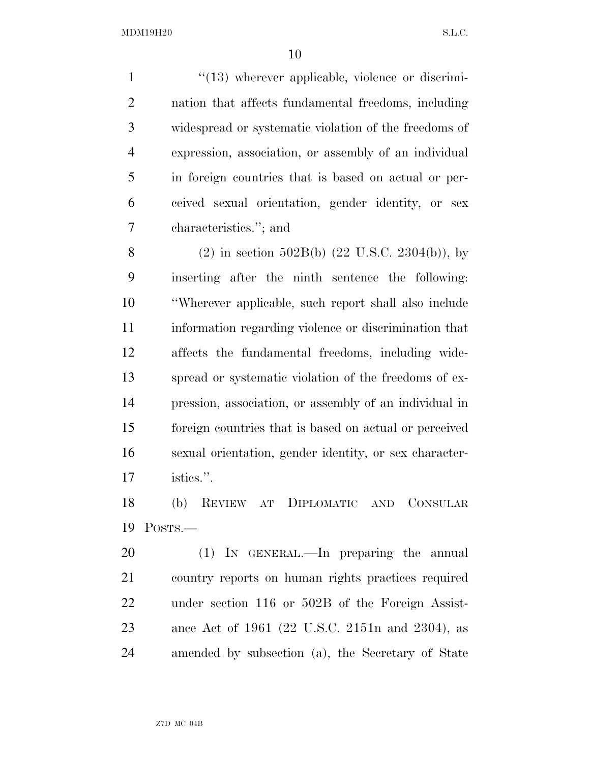"(13) wherever applicable, violence or discrimination that affects fundamental freedoms, including widespread or systematic violation of the freedoms of expression, association, or assembly of an individual in foreign countries that is based on actual or perceived sexual orientation, gender identity, or sex characteristics."; and

(2) in section 502B(b) (22 U.S.C. 2304(b)), by inserting after the ninth sentence the following: "Wherever applicable, such report shall also include information regarding violence or discrimination that affects the fundamental freedoms, including widespread or systematic violation of the freedoms of expression, association, or assembly of an individual in foreign countries that is based on actual or perceived sexual orientation, gender identity, or sex characteristics.".

(b) REVIEW AT DIPLOMATIC AND CONSULAR POSTS.—

(1) IN GENERAL.—In preparing the annual country reports on human rights practices required under section 116 or 502B of the Foreign Assistance Act of 1961 (22 U.S.C. 2151n and 2304), as amended by subsection (a), the Secretary of State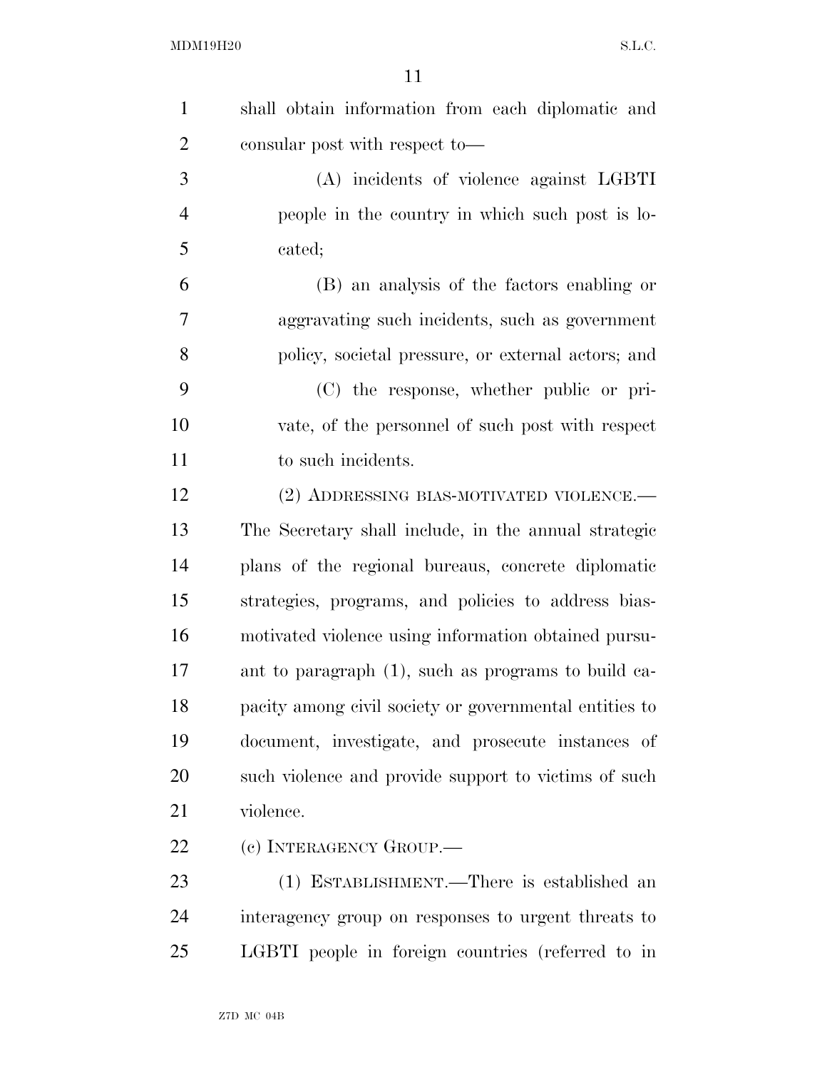shall obtain information from each diplomatic and consular post with respect to—

(A) incidents of violence against LGBTI people in the country in which such post is located;

(B) an analysis of the factors enabling or aggravating such incidents, such as government policy, societal pressure, or external actors; and

(C) the response, whether public or private, of the personnel of such post with respect to such incidents.

(2) ADDRESSING BIAS-MOTIVATED VIOLENCE.—The Secretary shall include, in the annual strategic plans of the regional bureaus, concrete diplomatic strategies, programs, and policies to address bias-motivated violence using information obtained pursuant to paragraph (1), such as programs to build capacity among civil society or governmental entities to document, investigate, and prosecute instances of such violence and provide support to victims of such violence.

(c) INTERAGENCY GROUP.—

(1) ESTABLISHMENT.—There is established an interagency group on responses to urgent threats to LGBTI people in foreign countries (referred to in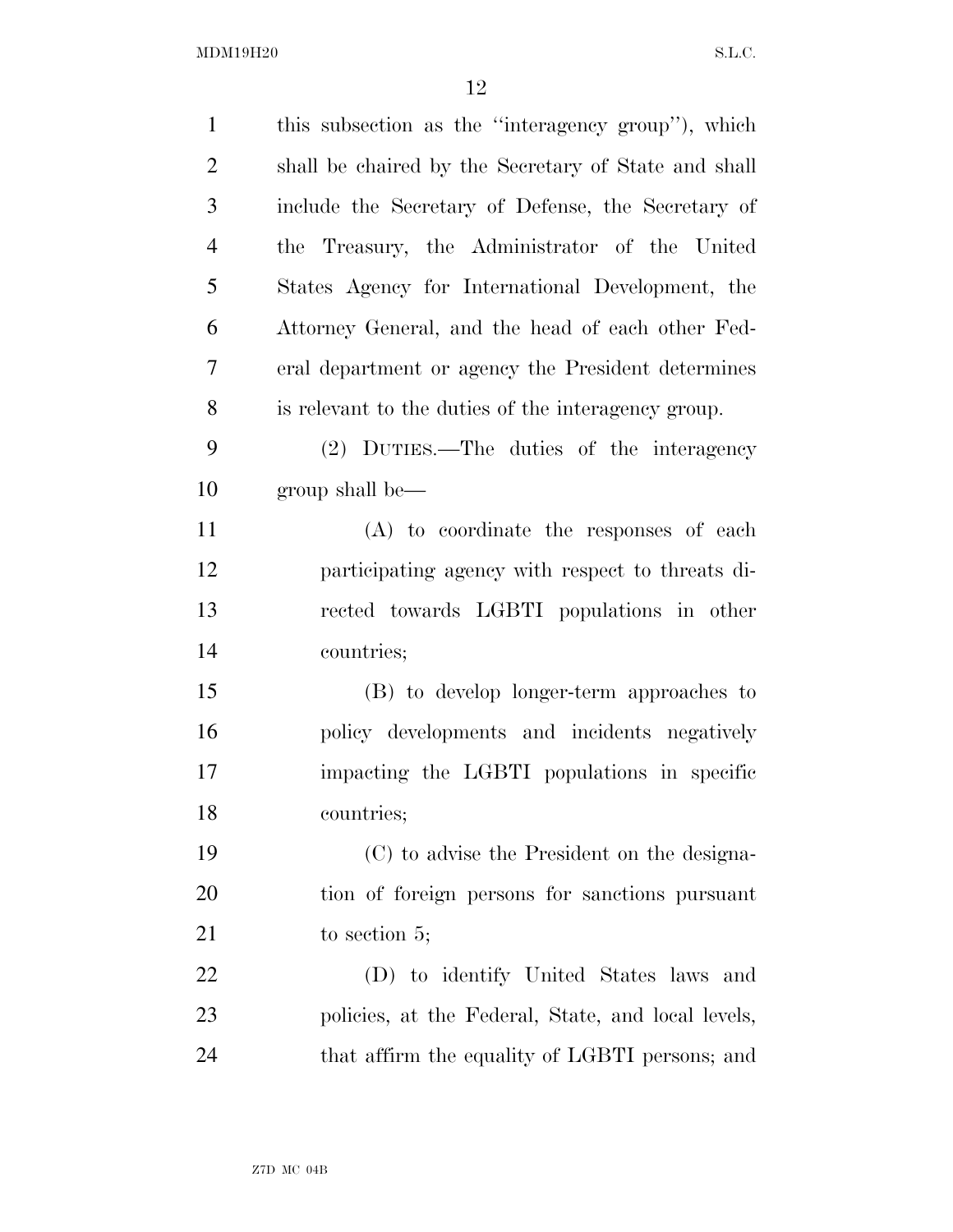this subsection as the "interagency group"), which shall be chaired by the Secretary of State and shall include the Secretary of Defense, the Secretary of the Treasury, the Administrator of the United States Agency for International Development, the Attorney General, and the head of each other Federal department or agency the President determines is relevant to the duties of the interagency group.

(2) DUTIES.—The duties of the interagency group shall be—

(A) to coordinate the responses of each participating agency with respect to threats directed towards LGBTI populations in other countries;

(B) to develop longer-term approaches to policy developments and incidents negatively impacting the LGBTI populations in specific countries;

(C) to advise the President on the designation of foreign persons for sanctions pursuant to section 5;

(D) to identify United States laws and policies, at the Federal, State, and local levels, that affirm the equality of LGBTI persons; and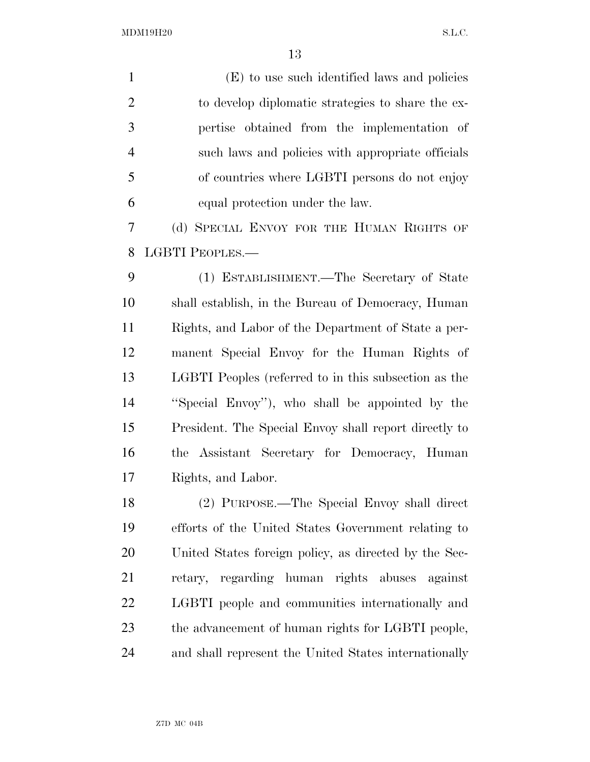(E) to use such identified laws and policies to develop diplomatic strategies to share the expertise obtained from the implementation of such laws and policies with appropriate officials of countries where LGBTI persons do not enjoy equal protection under the law.

(d) SPECIAL ENVOY FOR THE HUMAN RIGHTS OF LGBTI PEOPLES.—

(1) ESTABLISHMENT.—The Secretary of State shall establish, in the Bureau of Democracy, Human Rights, and Labor of the Department of State a permanent Special Envoy for the Human Rights of LGBTI Peoples (referred to in this subsection as the ''Special Envoy''), who shall be appointed by the President. The Special Envoy shall report directly to the Assistant Secretary for Democracy, Human Rights, and Labor.

(2) PURPOSE.—The Special Envoy shall direct efforts of the United States Government relating to United States foreign policy, as directed by the Secretary, regarding human rights abuses against LGBTI people and communities internationally and the advancement of human rights for LGBTI people, and shall represent the United States internationally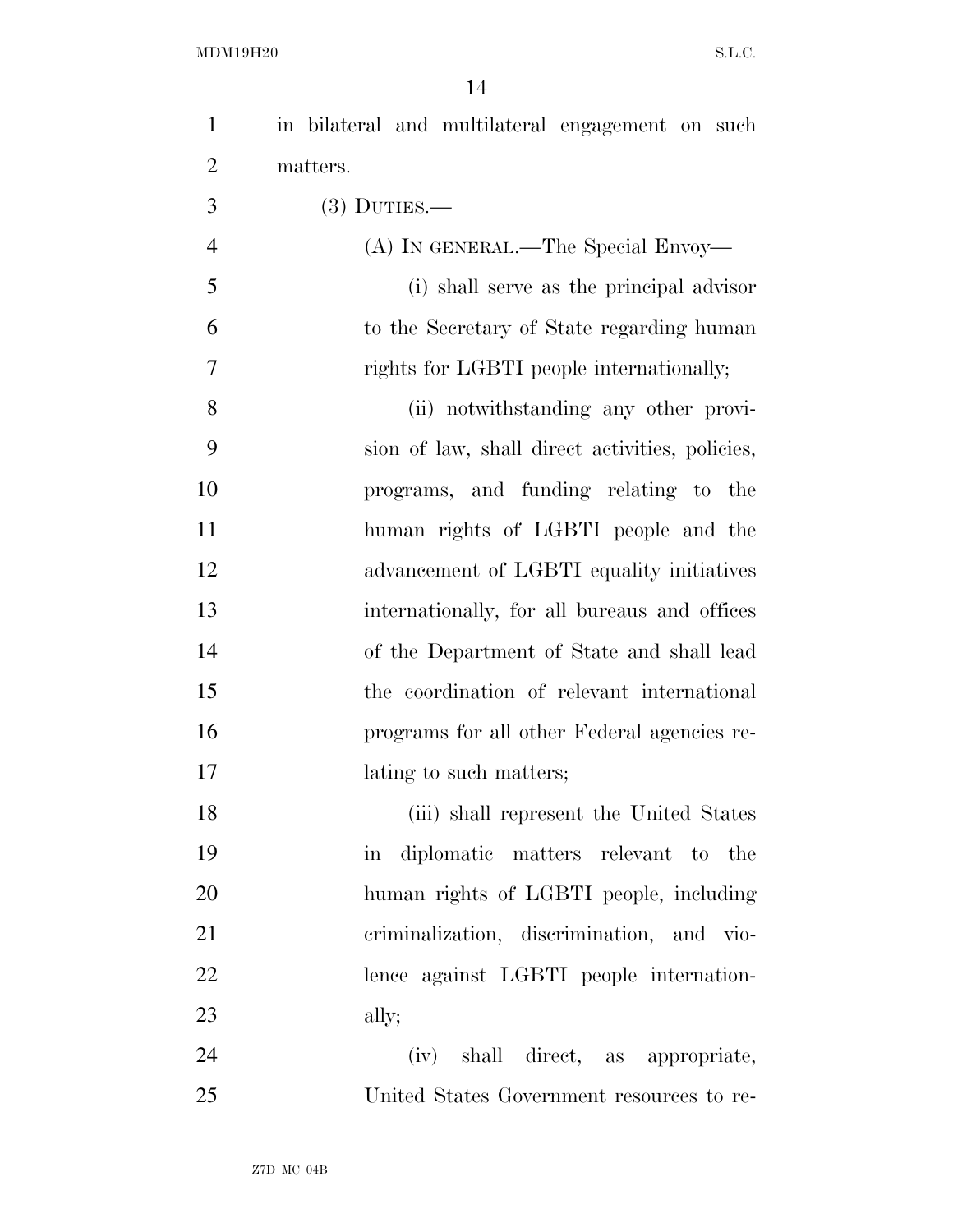in bilateral and multilateral engagement on such matters.

(3) DUTIES.—

(A) IN GENERAL.—The Special Envoy—

(i) shall serve as the principal advisor to the Secretary of State regarding human rights for LGBTI people internationally;

(ii) notwithstanding any other provision of law, shall direct activities, policies, programs, and funding relating to the human rights of LGBTI people and the advancement of LGBTI equality initiatives internationally, for all bureaus and offices of the Department of State and shall lead the coordination of relevant international programs for all other Federal agencies relating to such matters;

(iii) shall represent the United States in diplomatic matters relevant to the human rights of LGBTI people, including criminalization, discrimination, and violence against LGBTI people internationally;

(iv) shall direct, as appropriate, United States Government resources to re-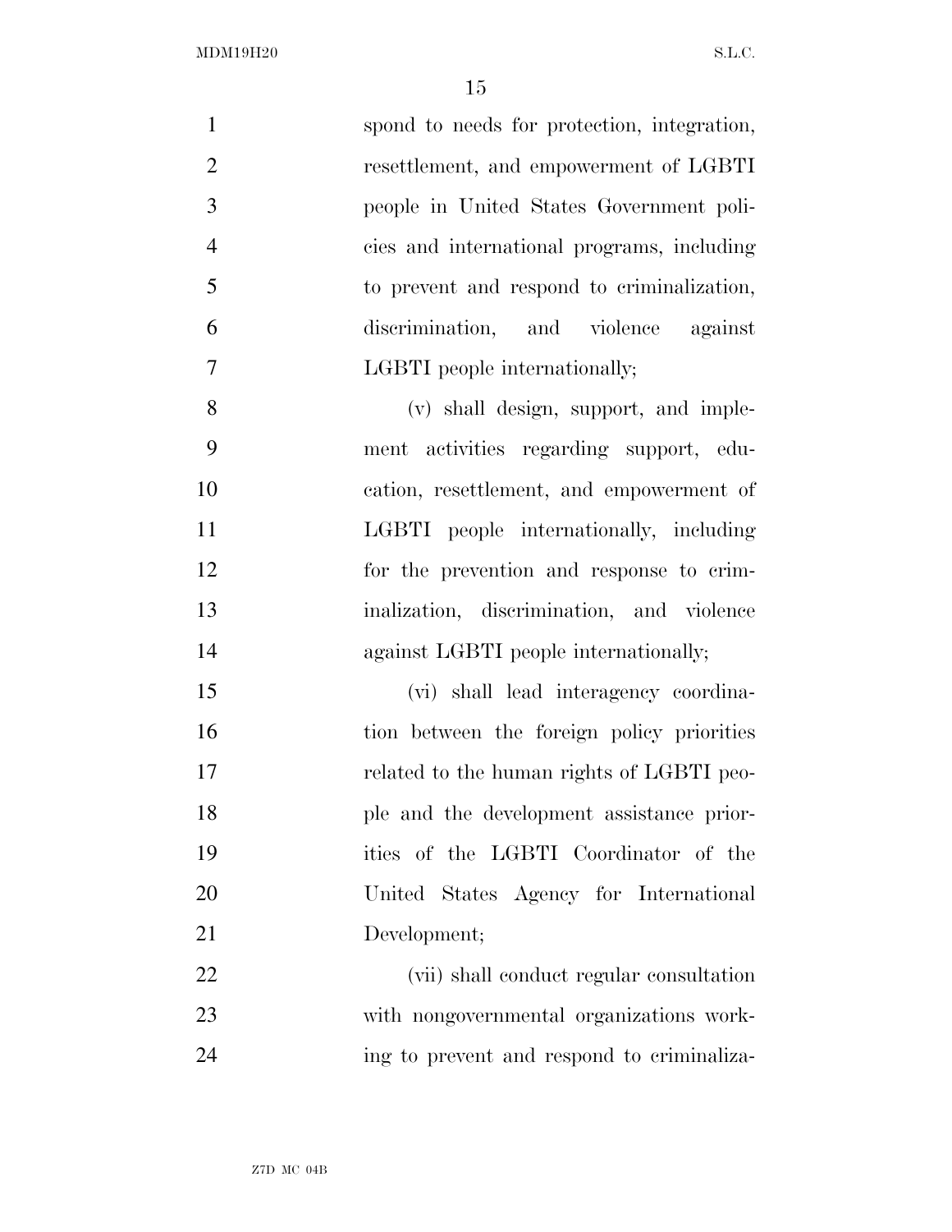spond to needs for protection, integration, resettlement, and empowerment of LGBTI people in United States Government policies and international programs, including to prevent and respond to criminalization, discrimination, and violence against LGBTI people internationally;

(v) shall design, support, and implement activities regarding support, education, resettlement, and empowerment of LGBTI people internationally, including for the prevention and response to criminalization, discrimination, and violence against LGBTI people internationally;

(vi) shall lead interagency coordination between the foreign policy priorities related to the human rights of LGBTI people and the development assistance priorities of the LGBTI Coordinator of the United States Agency for International Development;

(vii) shall conduct regular consultation with nongovernmental organizations working to prevent and respond to criminaliza-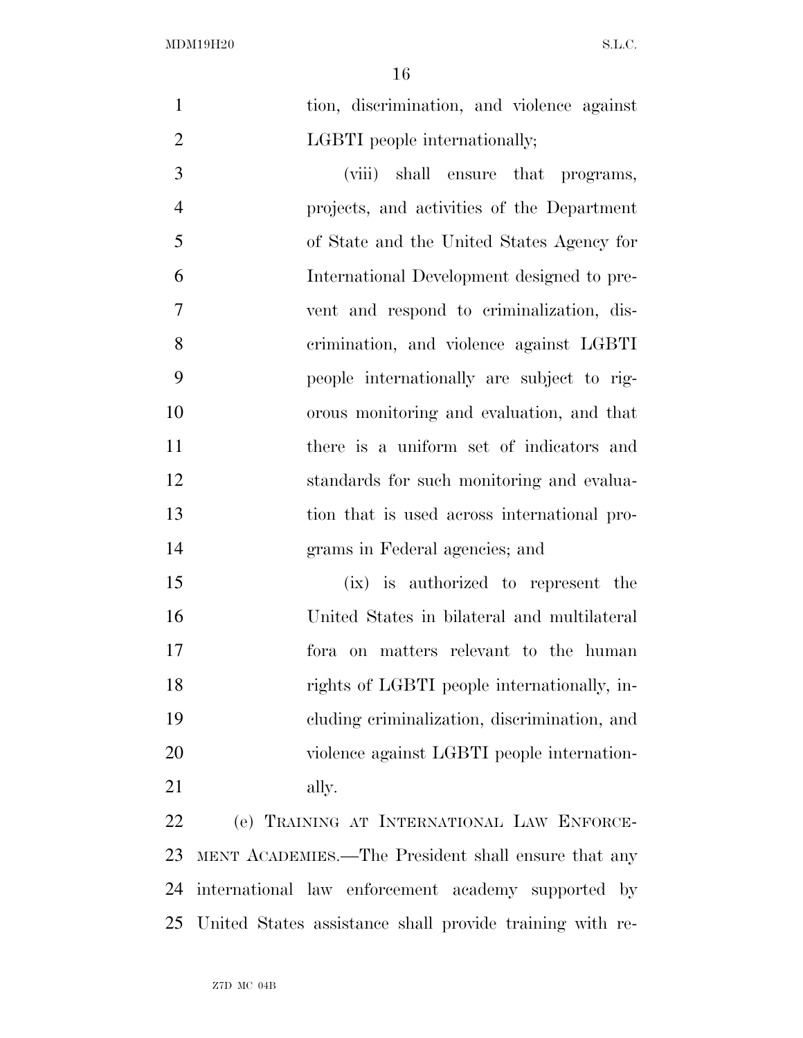tion, discrimination, and violence against LGBTI people internationally;

(viii) shall ensure that programs, projects, and activities of the Department of State and the United States Agency for International Development designed to prevent and respond to criminalization, discrimination, and violence against LGBTI people internationally are subject to rigorous monitoring and evaluation, and that there is a uniform set of indicators and standards for such monitoring and evaluation that is used across international programs in Federal agencies; and

(ix) is authorized to represent the United States in bilateral and multilateral fora on matters relevant to the human rights of LGBTI people internationally, including criminalization, discrimination, and violence against LGBTI people internationally.

(e) TRAINING AT INTERNATIONAL LAW ENFORCEMENT ACADEMIES.—The President shall ensure that any international law enforcement academy supported by United States assistance shall provide training with re-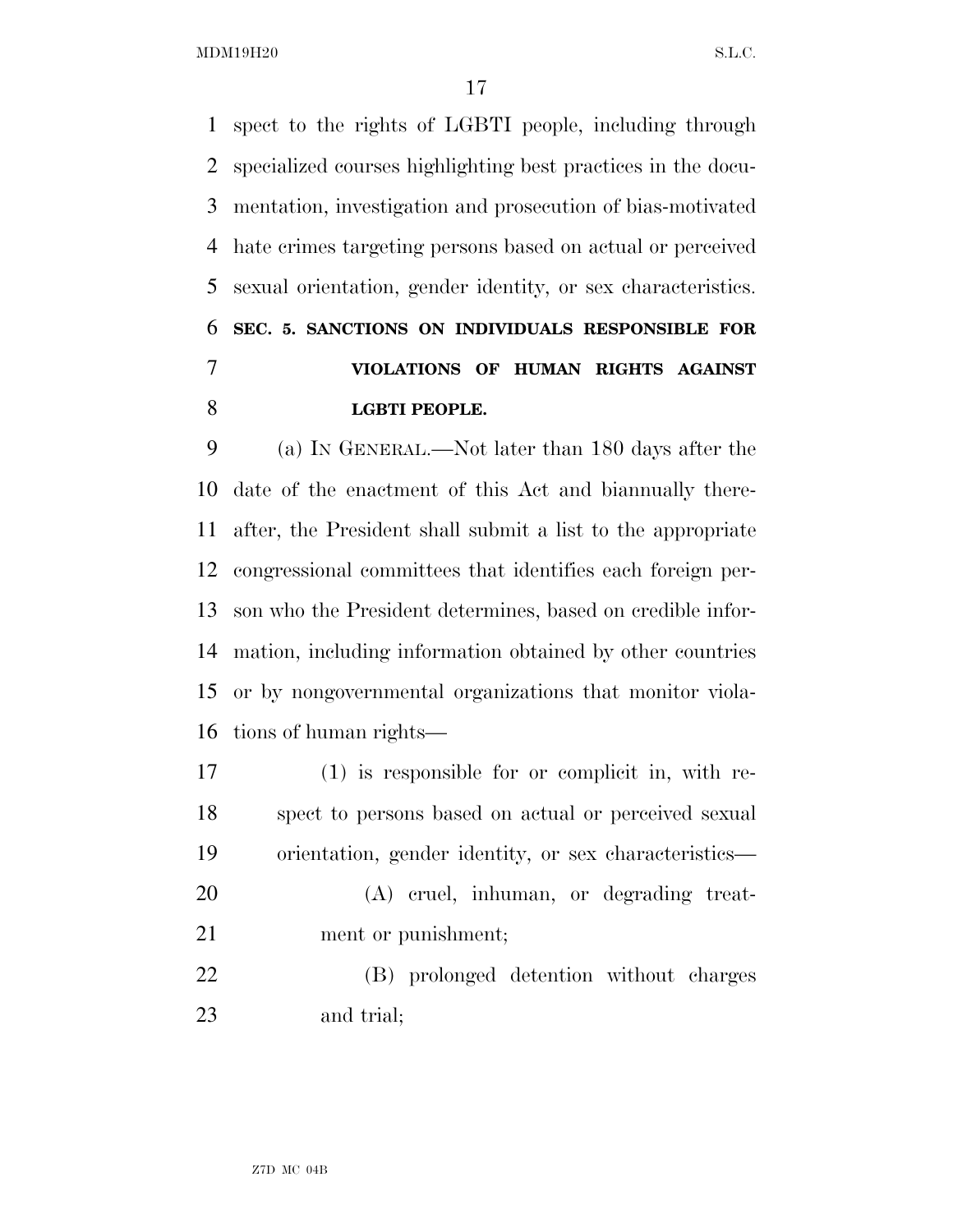spect to the rights of LGBTI people, including through specialized courses highlighting best practices in the documentation, investigation and prosecution of bias-motivated hate crimes targeting persons based on actual or perceived sexual orientation, gender identity, or sex characteristics.

**SEC. 5. SANCTIONS ON INDIVIDUALS RESPONSIBLE FOR VIOLATIONS OF HUMAN RIGHTS AGAINST LGBTI PEOPLE.**

(a) IN GENERAL.—Not later than 180 days after the date of the enactment of this Act and biannually thereafter, the President shall submit a list to the appropriate congressional committees that identifies each foreign person who the President determines, based on credible information, including information obtained by other countries or by nongovernmental organizations that monitor violations of human rights—

(1) is responsible for or complicit in, with respect to persons based on actual or perceived sexual orientation, gender identity, or sex characteristics—

(A) cruel, inhuman, or degrading treatment or punishment;

(B) prolonged detention without charges and trial;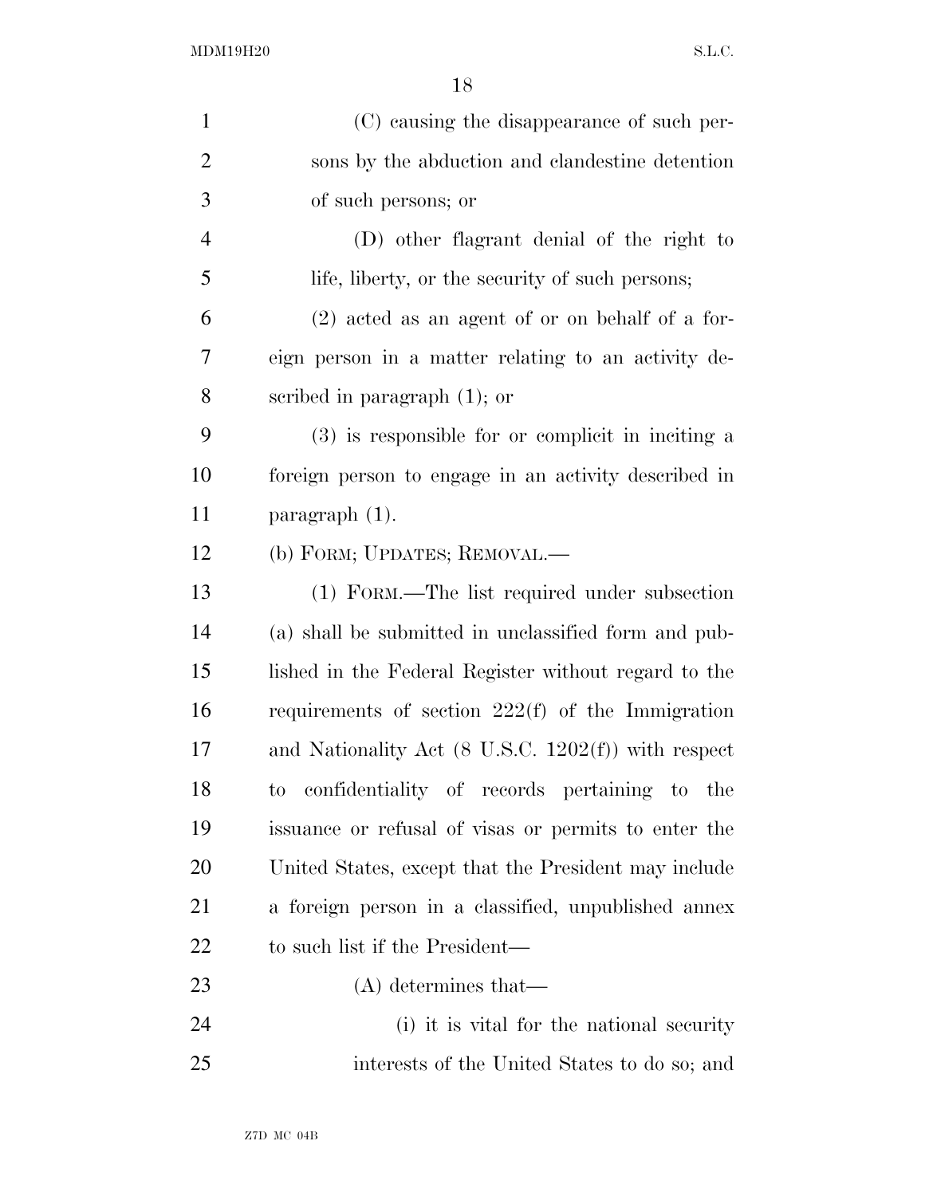(C) causing the disappearance of such persons by the abduction and clandestine detention of such persons; or

(D) other flagrant denial of the right to life, liberty, or the security of such persons;

(2) acted as an agent of or on behalf of a foreign person in a matter relating to an activity described in paragraph (1); or

(3) is responsible for or complicit in inciting a foreign person to engage in an activity described in paragraph (1).

(b) FORM; UPDATES; REMOVAL.—

(1) FORM.—The list required under subsection (a) shall be submitted in unclassified form and published in the Federal Register without regard to the requirements of section 222(f) of the Immigration and Nationality Act (8 U.S.C. 1202(f)) with respect to confidentiality of records pertaining to the issuance or refusal of visas or permits to enter the United States, except that the President may include a foreign person in a classified, unpublished annex to such list if the President—

(A) determines that—

(i) it is vital for the national security interests of the United States to do so; and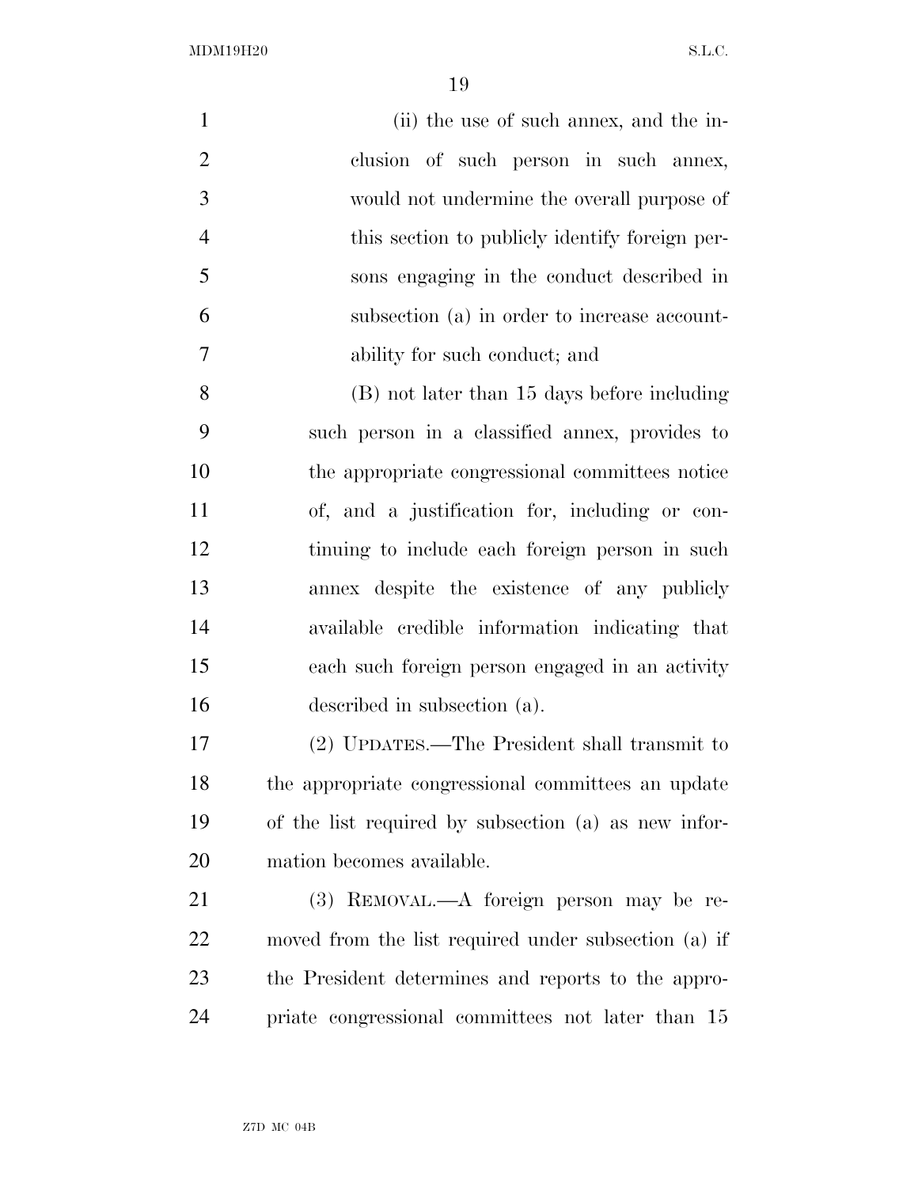(ii) the use of such annex, and the inclusion of such person in such annex, would not undermine the overall purpose of this section to publicly identify foreign persons engaging in the conduct described in subsection (a) in order to increase accountability for such conduct; and

(B) not later than 15 days before including such person in a classified annex, provides to the appropriate congressional committees notice of, and a justification for, including or continuing to include each foreign person in such annex despite the existence of any publicly available credible information indicating that each such foreign person engaged in an activity described in subsection (a).

(2) UPDATES.—The President shall transmit to the appropriate congressional committees an update of the list required by subsection (a) as new information becomes available.

(3) REMOVAL.—A foreign person may be removed from the list required under subsection (a) if the President determines and reports to the appropriate congressional committees not later than 15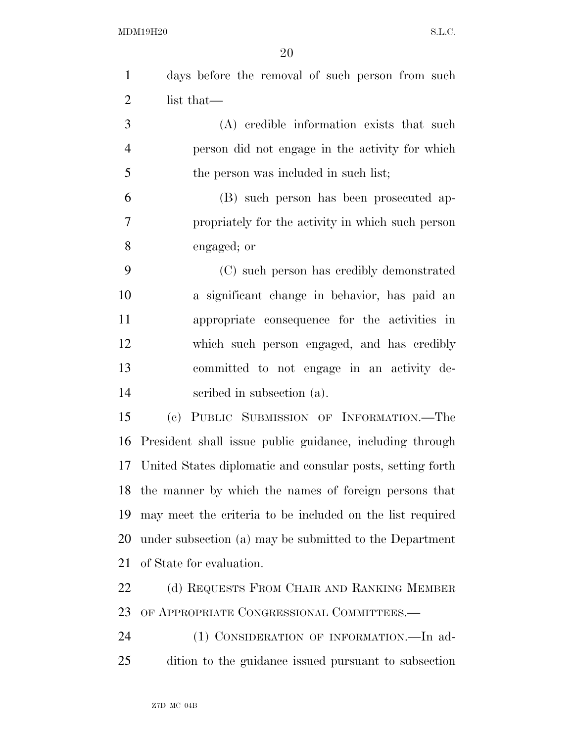days before the removal of such person from such list that—

(A) credible information exists that such person did not engage in the activity for which the person was included in such list;

(B) such person has been prosecuted appropriately for the activity in which such person engaged; or

(C) such person has credibly demonstrated a significant change in behavior, has paid an appropriate consequence for the activities in which such person engaged, and has credibly committed to not engage in an activity described in subsection (a).

(c) PUBLIC SUBMISSION OF INFORMATION.—The President shall issue public guidance, including through United States diplomatic and consular posts, setting forth the manner by which the names of foreign persons that may meet the criteria to be included on the list required under subsection (a) may be submitted to the Department of State for evaluation.

(d) REQUESTS FROM CHAIR AND RANKING MEMBER OF APPROPRIATE CONGRESSIONAL COMMITTEES.—

(1) CONSIDERATION OF INFORMATION.—In addition to the guidance issued pursuant to subsection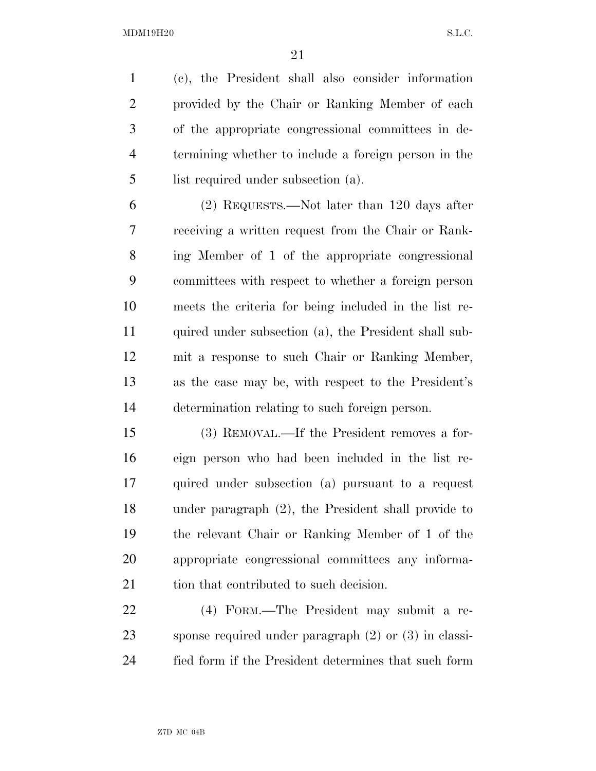(c), the President shall also consider information provided by the Chair or Ranking Member of each of the appropriate congressional committees in determining whether to include a foreign person in the list required under subsection (a).

(2) REQUESTS.—Not later than 120 days after receiving a written request from the Chair or Ranking Member of 1 of the appropriate congressional committees with respect to whether a foreign person meets the criteria for being included in the list required under subsection (a), the President shall submit a response to such Chair or Ranking Member, as the case may be, with respect to the President's determination relating to such foreign person.

(3) REMOVAL.—If the President removes a foreign person who had been included in the list required under subsection (a) pursuant to a request under paragraph (2), the President shall provide to the relevant Chair or Ranking Member of 1 of the appropriate congressional committees any information that contributed to such decision.

(4) FORM.—The President may submit a response required under paragraph (2) or (3) in classified form if the President determines that such form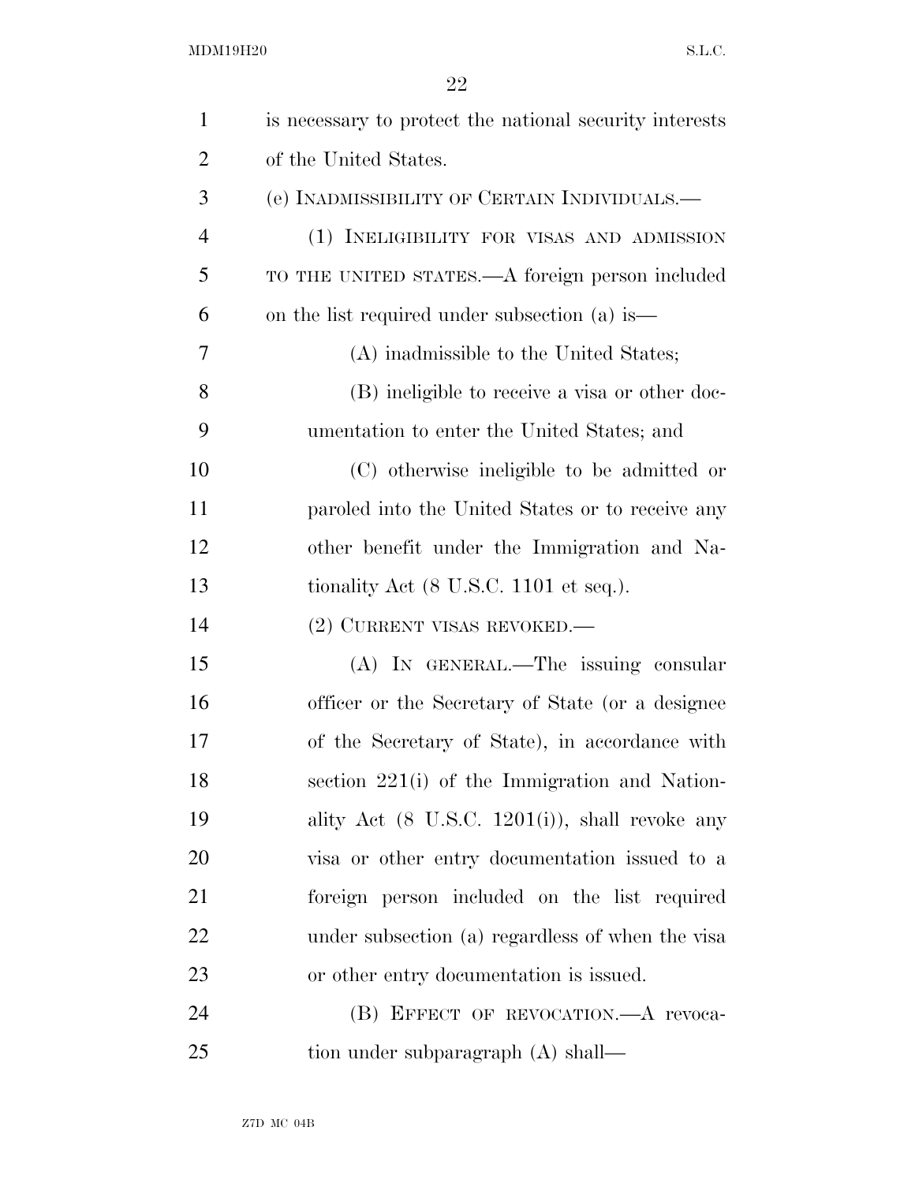is necessary to protect the national security interests of the United States.

(e) INADMISSIBILITY OF CERTAIN INDIVIDUALS.—

(1) INELIGIBILITY FOR VISAS AND ADMISSION TO THE UNITED STATES.—A foreign person included on the list required under subsection (a) is—

(A) inadmissible to the United States;

(B) ineligible to receive a visa or other documentation to enter the United States; and

(C) otherwise ineligible to be admitted or paroled into the United States or to receive any other benefit under the Immigration and Nationality Act (8 U.S.C. 1101 et seq.).

(2) CURRENT VISAS REVOKED.—

(A) IN GENERAL.—The issuing consular officer or the Secretary of State (or a designee of the Secretary of State), in accordance with section 221(i) of the Immigration and Nationality Act (8 U.S.C. 1201(i)), shall revoke any visa or other entry documentation issued to a foreign person included on the list required under subsection (a) regardless of when the visa or other entry documentation is issued.

(B) EFFECT OF REVOCATION.—A revocation under subparagraph (A) shall—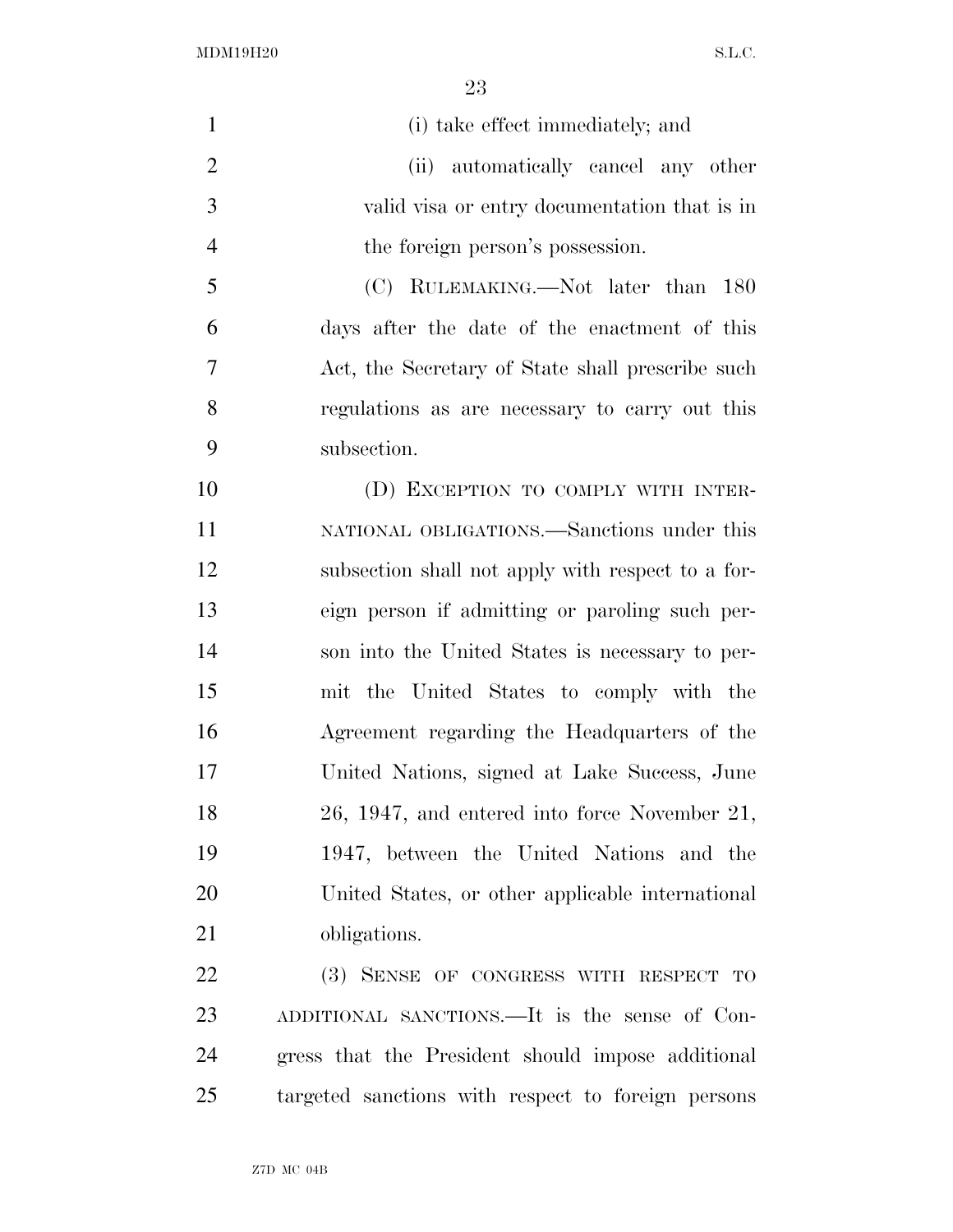(i) take effect immediately; and

(ii) automatically cancel any other valid visa or entry documentation that is in the foreign person's possession.

(C) RULEMAKING.—Not later than 180 days after the date of the enactment of this Act, the Secretary of State shall prescribe such regulations as are necessary to carry out this subsection.

(D) EXCEPTION TO COMPLY WITH INTERNATIONAL OBLIGATIONS.—Sanctions under this subsection shall not apply with respect to a foreign person if admitting or paroling such person into the United States is necessary to permit the United States to comply with the Agreement regarding the Headquarters of the United Nations, signed at Lake Success, June 26, 1947, and entered into force November 21, 1947, between the United Nations and the United States, or other applicable international obligations.

(3) SENSE OF CONGRESS WITH RESPECT TO ADDITIONAL SANCTIONS.—It is the sense of Congress that the President should impose additional targeted sanctions with respect to foreign persons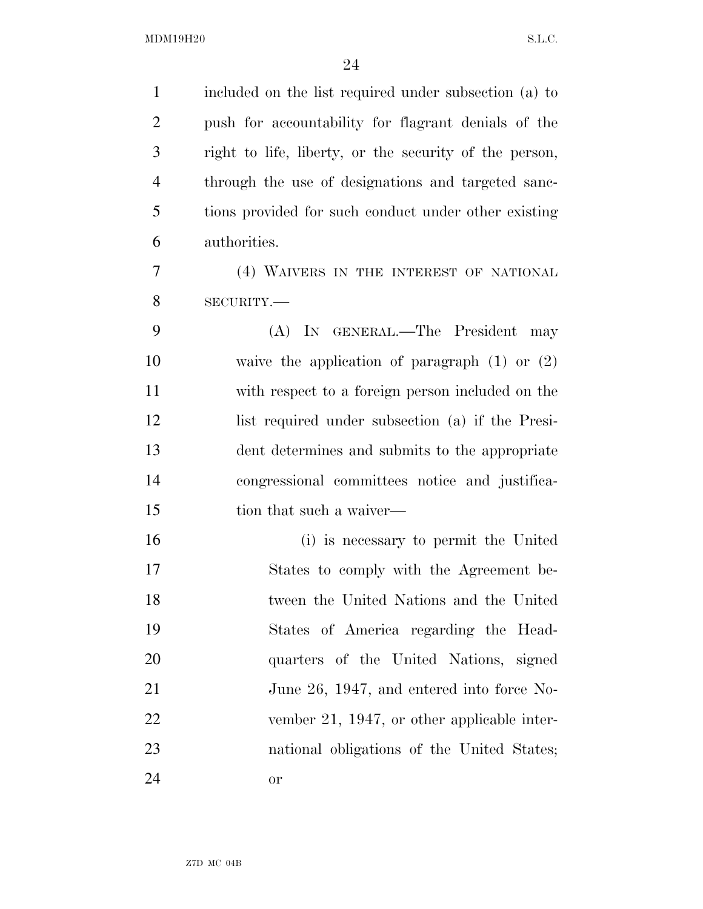included on the list required under subsection (a) to push for accountability for flagrant denials of the right to life, liberty, or the security of the person, through the use of designations and targeted sanctions provided for such conduct under other existing authorities.

(4) WAIVERS IN THE INTEREST OF NATIONAL SECURITY.—

(A) IN GENERAL.—The President may waive the application of paragraph (1) or (2) with respect to a foreign person included on the list required under subsection (a) if the President determines and submits to the appropriate congressional committees notice and justification that such a waiver—

(i) is necessary to permit the United States to comply with the Agreement between the United Nations and the United States of America regarding the Headquarters of the United Nations, signed June 26, 1947, and entered into force November 21, 1947, or other applicable international obligations of the United States; or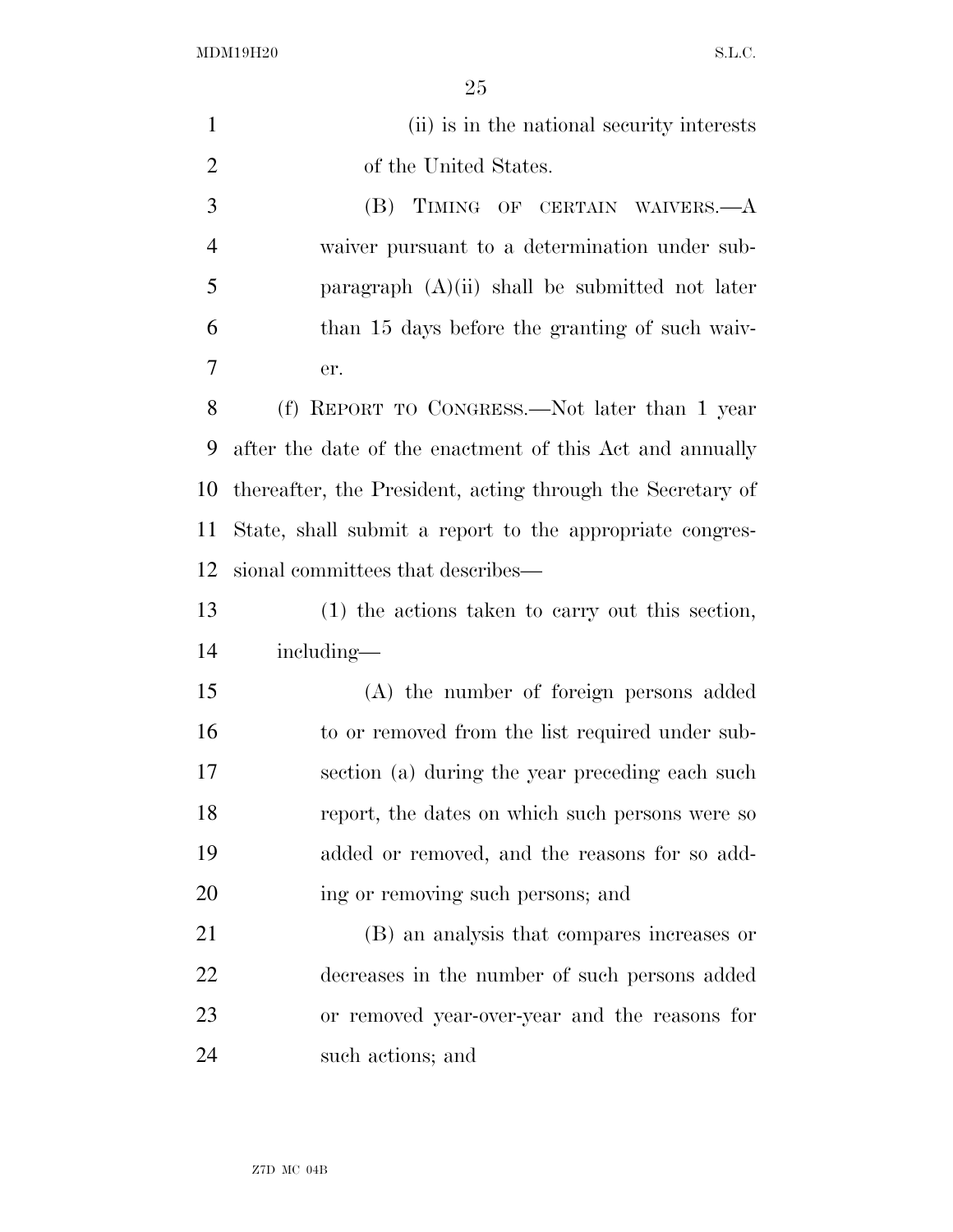(ii) is in the national security interests of the United States.

(B) TIMING OF CERTAIN WAIVERS.—A waiver pursuant to a determination under subparagraph (A)(ii) shall be submitted not later than 15 days before the granting of such waiver.

(f) REPORT TO CONGRESS.—Not later than 1 year after the date of the enactment of this Act and annually thereafter, the President, acting through the Secretary of State, shall submit a report to the appropriate congressional committees that describes—

(1) the actions taken to carry out this section, including—

(A) the number of foreign persons added to or removed from the list required under subsection (a) during the year preceding each such report, the dates on which such persons were so added or removed, and the reasons for so adding or removing such persons; and

(B) an analysis that compares increases or decreases in the number of such persons added or removed year-over-year and the reasons for such actions; and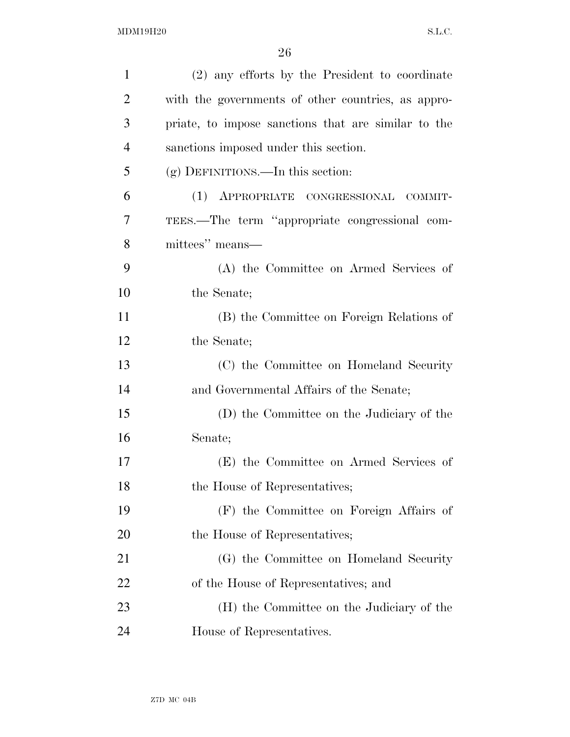(2) any efforts by the President to coordinate with the governments of other countries, as appropriate, to impose sanctions that are similar to the sanctions imposed under this section.

(g) DEFINITIONS.—In this section:

(1) APPROPRIATE CONGRESSIONAL COMMITTEES.—The term "appropriate congressional committees" means—

(A) the Committee on Armed Services of the Senate;

(B) the Committee on Foreign Relations of the Senate;

(C) the Committee on Homeland Security and Governmental Affairs of the Senate;

(D) the Committee on the Judiciary of the Senate;

(E) the Committee on Armed Services of the House of Representatives;

(F) the Committee on Foreign Affairs of the House of Representatives;

(G) the Committee on Homeland Security of the House of Representatives; and

(H) the Committee on the Judiciary of the House of Representatives.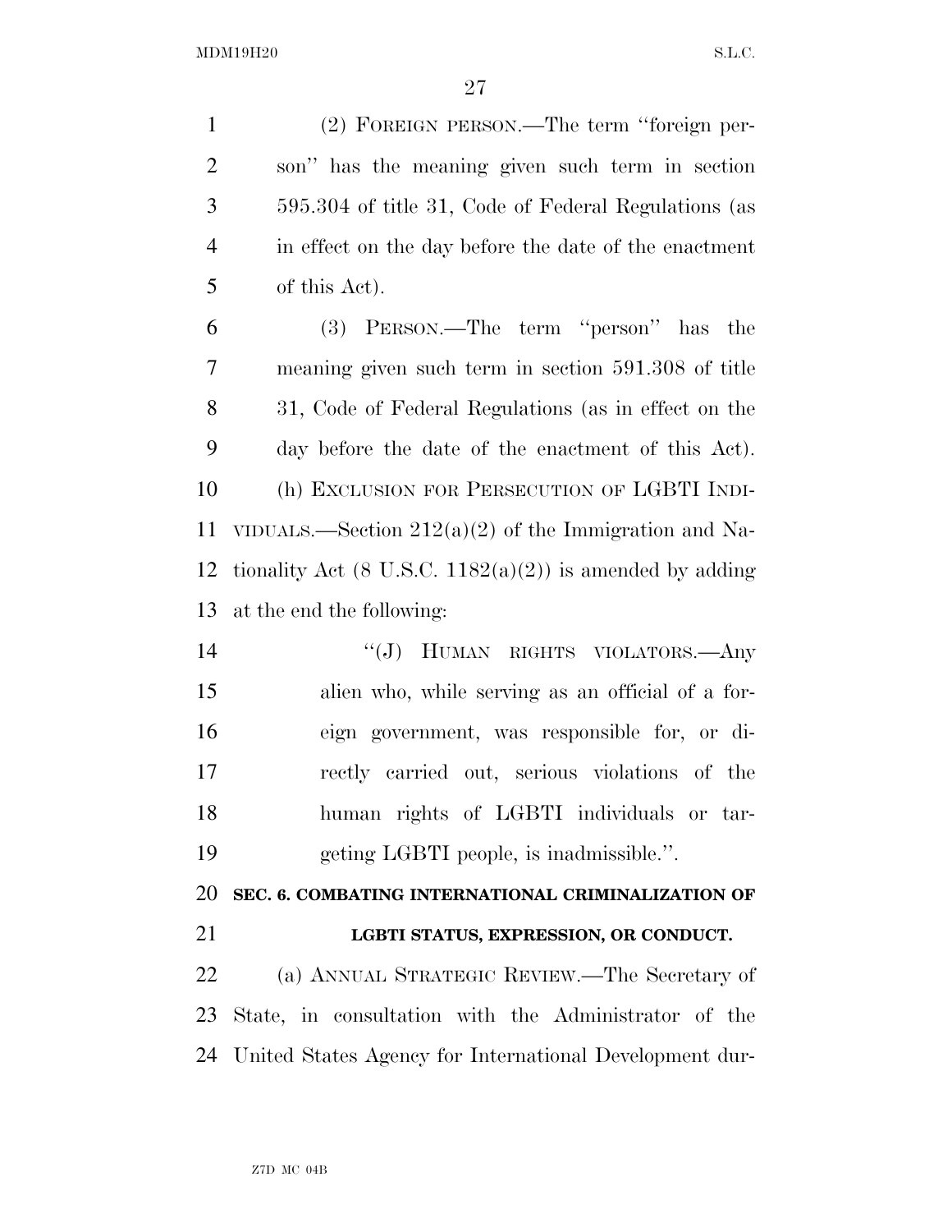(2) FOREIGN PERSON.—The term "foreign person" has the meaning given such term in section 595.304 of title 31, Code of Federal Regulations (as in effect on the day before the date of the enactment of this Act).

(3) PERSON.—The term "person" has the meaning given such term in section 591.308 of title 31, Code of Federal Regulations (as in effect on the day before the date of the enactment of this Act).

(h) EXCLUSION FOR PERSECUTION OF LGBTI INDIVIDUALS.—Section 212(a)(2) of the Immigration and Nationality Act (8 U.S.C. 1182(a)(2)) is amended by adding at the end the following:

"(J) HUMAN RIGHTS VIOLATORS.—Any alien who, while serving as an official of a foreign government, was responsible for, or directly carried out, serious violations of the human rights of LGBTI individuals or targeting LGBTI people, is inadmissible.".

**SEC. 6. COMBATING INTERNATIONAL CRIMINALIZATION OF LGBTI STATUS, EXPRESSION, OR CONDUCT.**

(a) ANNUAL STRATEGIC REVIEW.—The Secretary of State, in consultation with the Administrator of the United States Agency for International Development dur-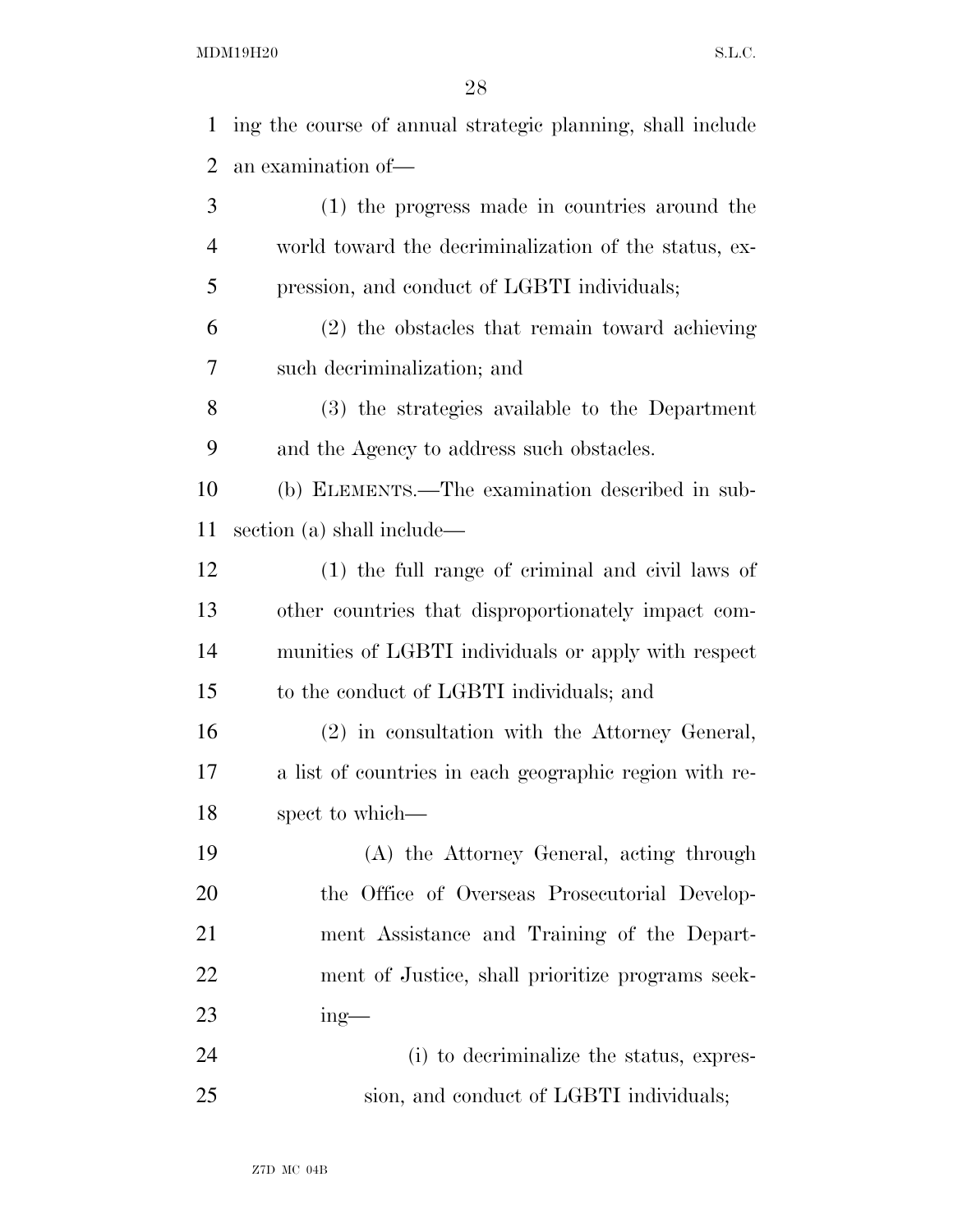ing the course of annual strategic planning, shall include an examination of—

(1) the progress made in countries around the world toward the decriminalization of the status, expression, and conduct of LGBTI individuals;

(2) the obstacles that remain toward achieving such decriminalization; and

(3) the strategies available to the Department and the Agency to address such obstacles.

(b) ELEMENTS.—The examination described in subsection (a) shall include—

(1) the full range of criminal and civil laws of other countries that disproportionately impact communities of LGBTI individuals or apply with respect to the conduct of LGBTI individuals; and

(2) in consultation with the Attorney General, a list of countries in each geographic region with respect to which—

(A) the Attorney General, acting through the Office of Overseas Prosecutorial Development Assistance and Training of the Department of Justice, shall prioritize programs seeking—

(i) to decriminalize the status, expression, and conduct of LGBTI individuals;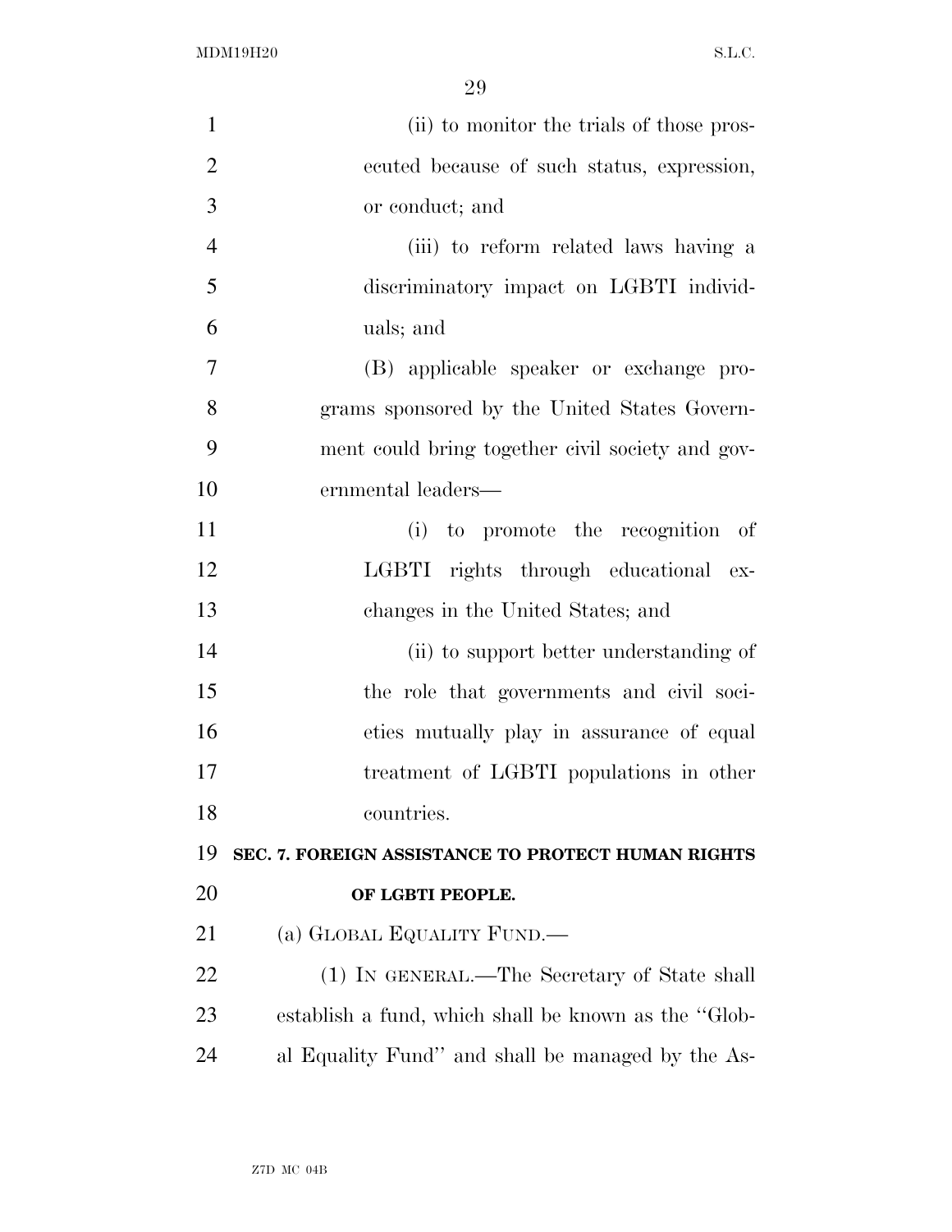(ii) to monitor the trials of those prosecuted because of such status, expression, or conduct; and

(iii) to reform related laws having a discriminatory impact on LGBTI individuals; and

(B) applicable speaker or exchange programs sponsored by the United States Government could bring together civil society and governmental leaders—

(i) to promote the recognition of LGBTI rights through educational exchanges in the United States; and

(ii) to support better understanding of the role that governments and civil societies mutually play in assurance of equal treatment of LGBTI populations in other countries.

**SEC. 7. FOREIGN ASSISTANCE TO PROTECT HUMAN RIGHTS OF LGBTI PEOPLE.**

(a) GLOBAL EQUALITY FUND.—

(1) IN GENERAL.—The Secretary of State shall establish a fund, which shall be known as the ''Global Equality Fund'' and shall be managed by the As-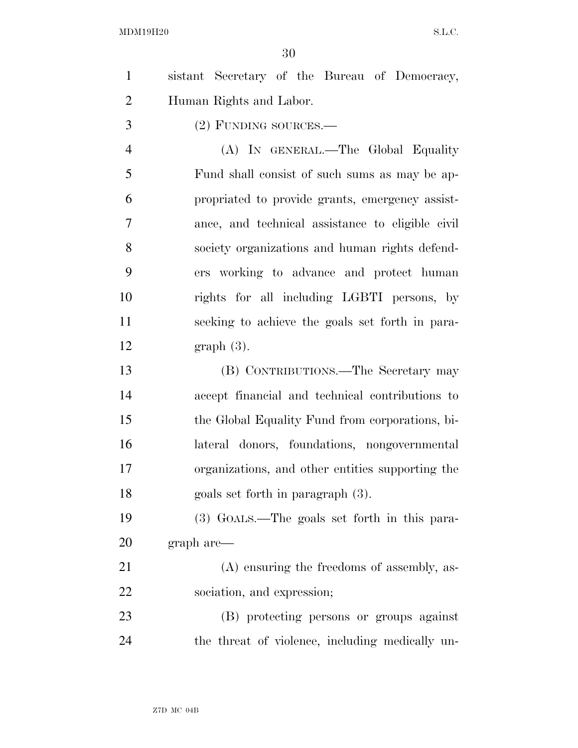sistant Secretary of the Bureau of Democracy, Human Rights and Labor.

(2) FUNDING SOURCES.—

(A) IN GENERAL.—The Global Equality Fund shall consist of such sums as may be appropriated to provide grants, emergency assistance, and technical assistance to eligible civil society organizations and human rights defenders working to advance and protect human rights for all including LGBTI persons, by seeking to achieve the goals set forth in paragraph (3).

(B) CONTRIBUTIONS.—The Secretary may accept financial and technical contributions to the Global Equality Fund from corporations, bilateral donors, foundations, nongovernmental organizations, and other entities supporting the goals set forth in paragraph (3).

(3) GOALS.—The goals set forth in this paragraph are—

(A) ensuring the freedoms of assembly, association, and expression;

(B) protecting persons or groups against the threat of violence, including medically un-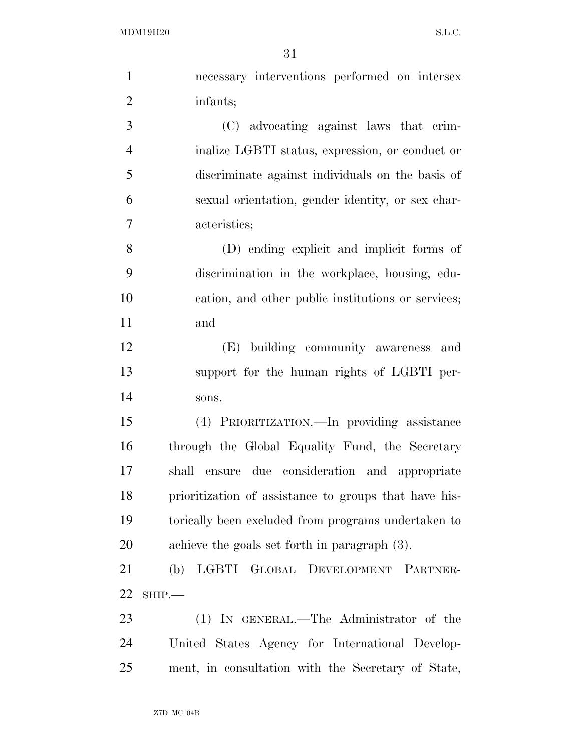necessary interventions performed on intersex infants;

(C) advocating against laws that criminalize LGBTI status, expression, or conduct or discriminate against individuals on the basis of sexual orientation, gender identity, or sex characteristics;

(D) ending explicit and implicit forms of discrimination in the workplace, housing, education, and other public institutions or services; and

(E) building community awareness and support for the human rights of LGBTI persons.

(4) PRIORITIZATION.—In providing assistance through the Global Equality Fund, the Secretary shall ensure due consideration and appropriate prioritization of assistance to groups that have historically been excluded from programs undertaken to achieve the goals set forth in paragraph (3).

(b) LGBTI GLOBAL DEVELOPMENT PARTNERSHIP.—

(1) IN GENERAL.—The Administrator of the United States Agency for International Development, in consultation with the Secretary of State,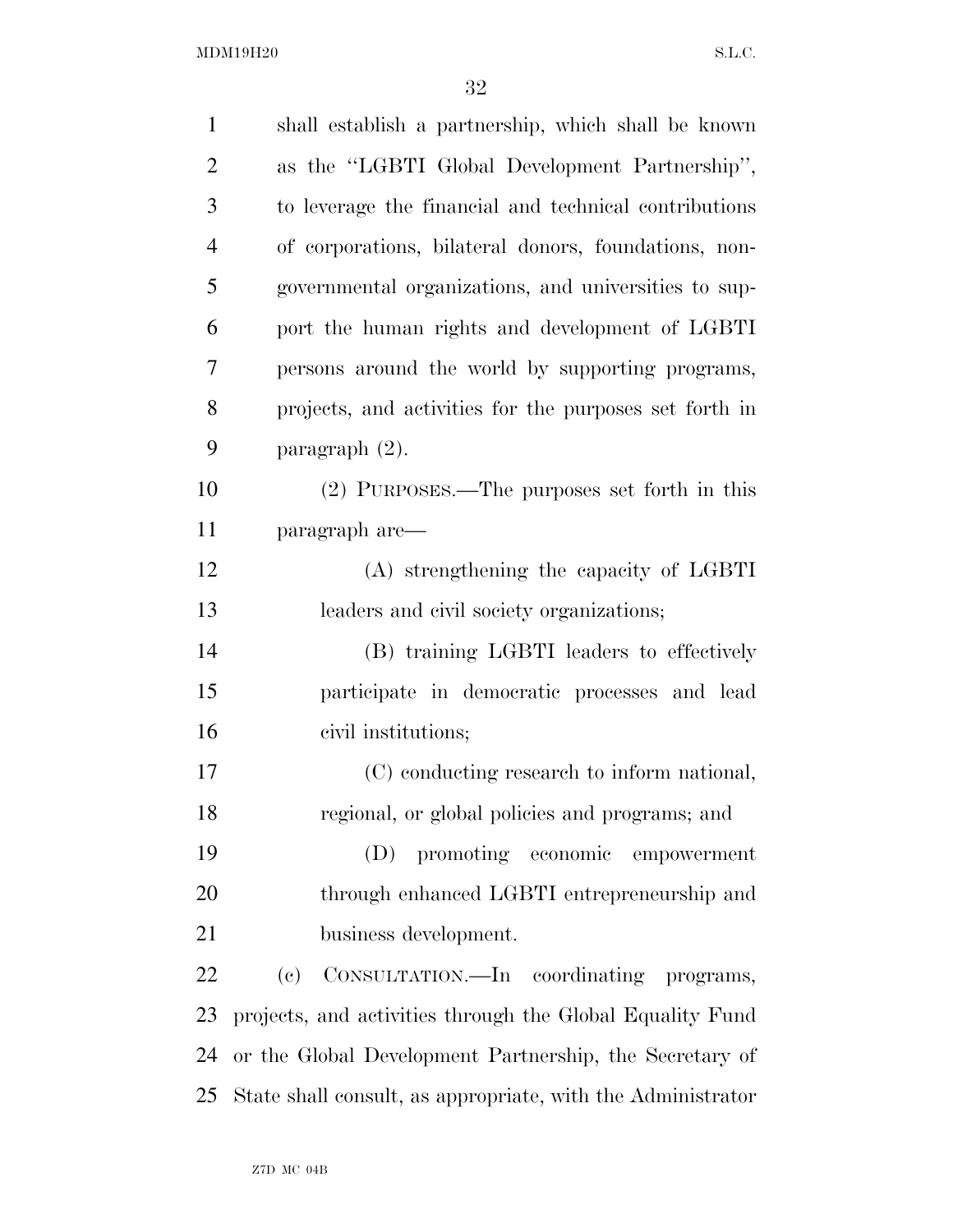shall establish a partnership, which shall be known as the "LGBTI Global Development Partnership", to leverage the financial and technical contributions of corporations, bilateral donors, foundations, non-governmental organizations, and universities to support the human rights and development of LGBTI persons around the world by supporting programs, projects, and activities for the purposes set forth in paragraph (2).

(2) PURPOSES.—The purposes set forth in this paragraph are—

(A) strengthening the capacity of LGBTI leaders and civil society organizations;

(B) training LGBTI leaders to effectively participate in democratic processes and lead civil institutions;

(C) conducting research to inform national, regional, or global policies and programs; and

(D) promoting economic empowerment through enhanced LGBTI entrepreneurship and business development.

(c) CONSULTATION.—In coordinating programs, projects, and activities through the Global Equality Fund or the Global Development Partnership, the Secretary of State shall consult, as appropriate, with the Administrator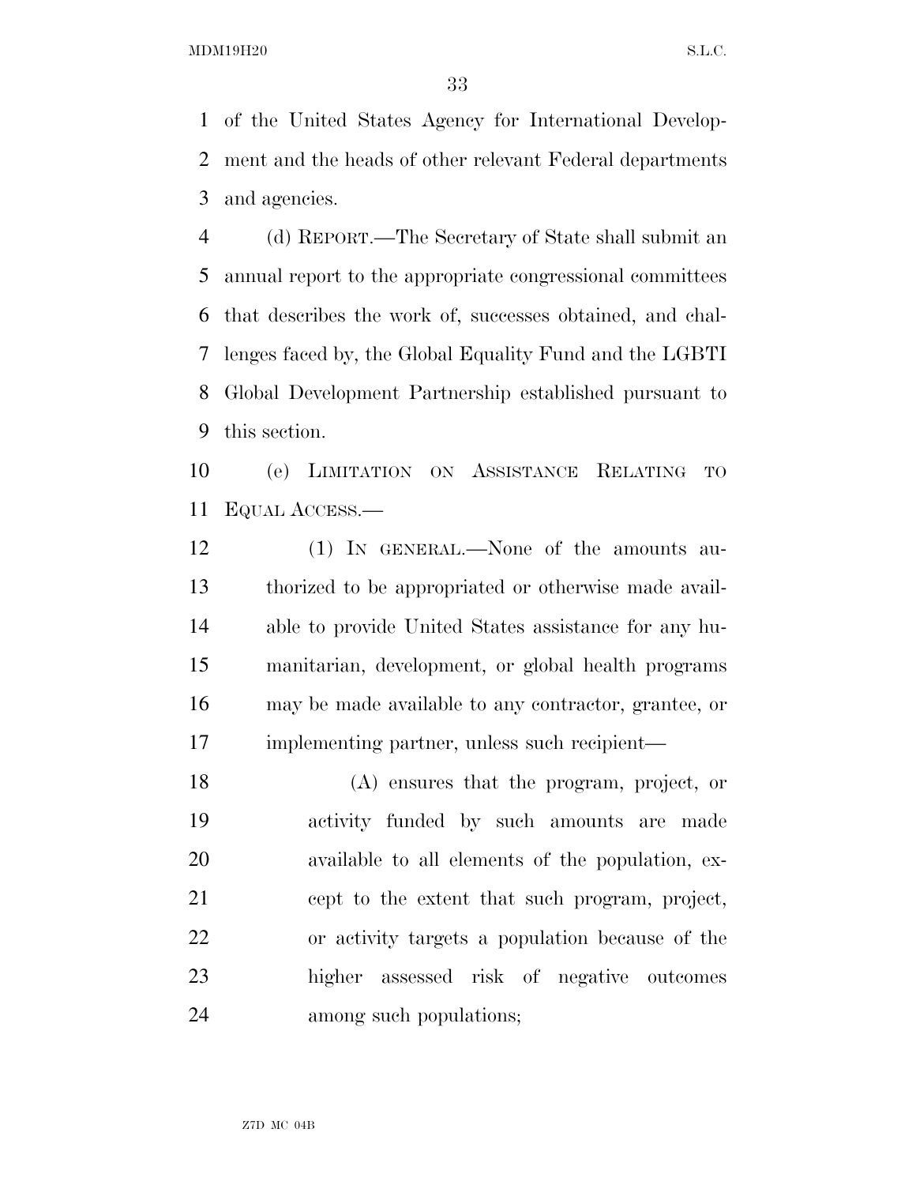of the United States Agency for International Development and the heads of other relevant Federal departments and agencies.

(d) REPORT.—The Secretary of State shall submit an annual report to the appropriate congressional committees that describes the work of, successes obtained, and challenges faced by, the Global Equality Fund and the LGBTI Global Development Partnership established pursuant to this section.

(e) LIMITATION ON ASSISTANCE RELATING TO EQUAL ACCESS.—

(1) IN GENERAL.—None of the amounts authorized to be appropriated or otherwise made available to provide United States assistance for any humanitarian, development, or global health programs may be made available to any contractor, grantee, or implementing partner, unless such recipient—

(A) ensures that the program, project, or activity funded by such amounts are made available to all elements of the population, except to the extent that such program, project, or activity targets a population because of the higher assessed risk of negative outcomes among such populations;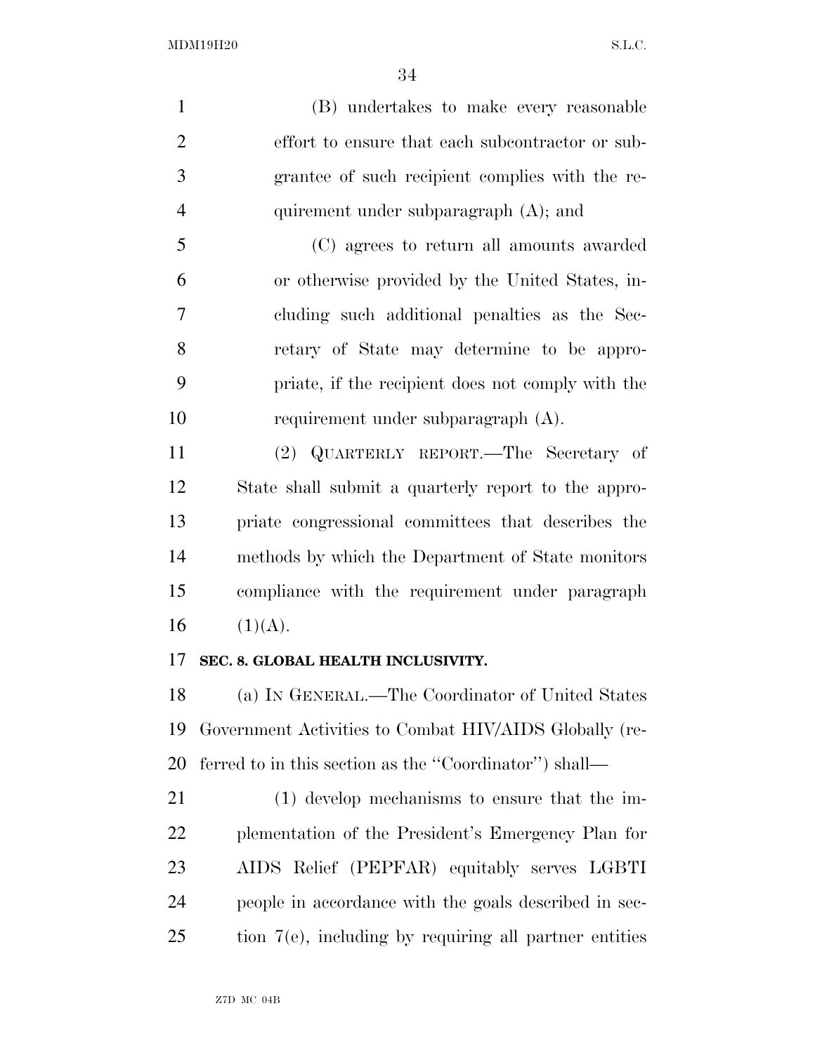(B) undertakes to make every reasonable effort to ensure that each subcontractor or subgrantee of such recipient complies with the requirement under subparagraph (A); and

(C) agrees to return all amounts awarded or otherwise provided by the United States, including such additional penalties as the Secretary of State may determine to be appropriate, if the recipient does not comply with the requirement under subparagraph (A).

(2) QUARTERLY REPORT.—The Secretary of State shall submit a quarterly report to the appropriate congressional committees that describes the methods by which the Department of State monitors compliance with the requirement under paragraph (1)(A).

**SEC. 8. GLOBAL HEALTH INCLUSIVITY.**

(a) IN GENERAL.—The Coordinator of United States Government Activities to Combat HIV/AIDS Globally (referred to in this section as the "Coordinator") shall—

(1) develop mechanisms to ensure that the implementation of the President's Emergency Plan for AIDS Relief (PEPFAR) equitably serves LGBTI people in accordance with the goals described in section 7(e), including by requiring all partner entities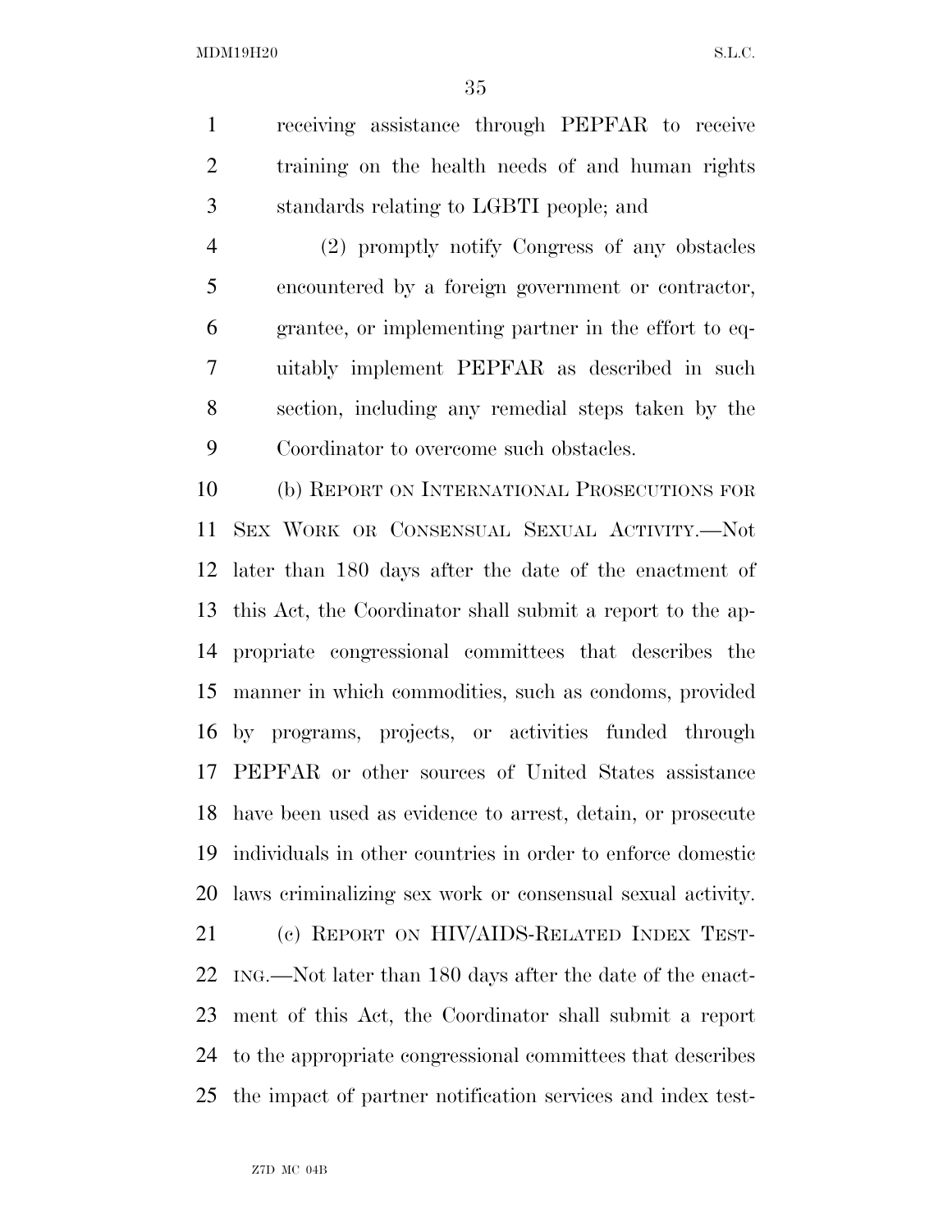receiving assistance through PEPFAR to receive training on the health needs of and human rights standards relating to LGBTI people; and

(2) promptly notify Congress of any obstacles encountered by a foreign government or contractor, grantee, or implementing partner in the effort to equitably implement PEPFAR as described in such section, including any remedial steps taken by the Coordinator to overcome such obstacles.

(b) REPORT ON INTERNATIONAL PROSECUTIONS FOR SEX WORK OR CONSENSUAL SEXUAL ACTIVITY.—Not later than 180 days after the date of the enactment of this Act, the Coordinator shall submit a report to the appropriate congressional committees that describes the manner in which commodities, such as condoms, provided by programs, projects, or activities funded through PEPFAR or other sources of United States assistance have been used as evidence to arrest, detain, or prosecute individuals in other countries in order to enforce domestic laws criminalizing sex work or consensual sexual activity.

(c) REPORT ON HIV/AIDS-RELATED INDEX TESTING.—Not later than 180 days after the date of the enactment of this Act, the Coordinator shall submit a report to the appropriate congressional committees that describes the impact of partner notification services and index test-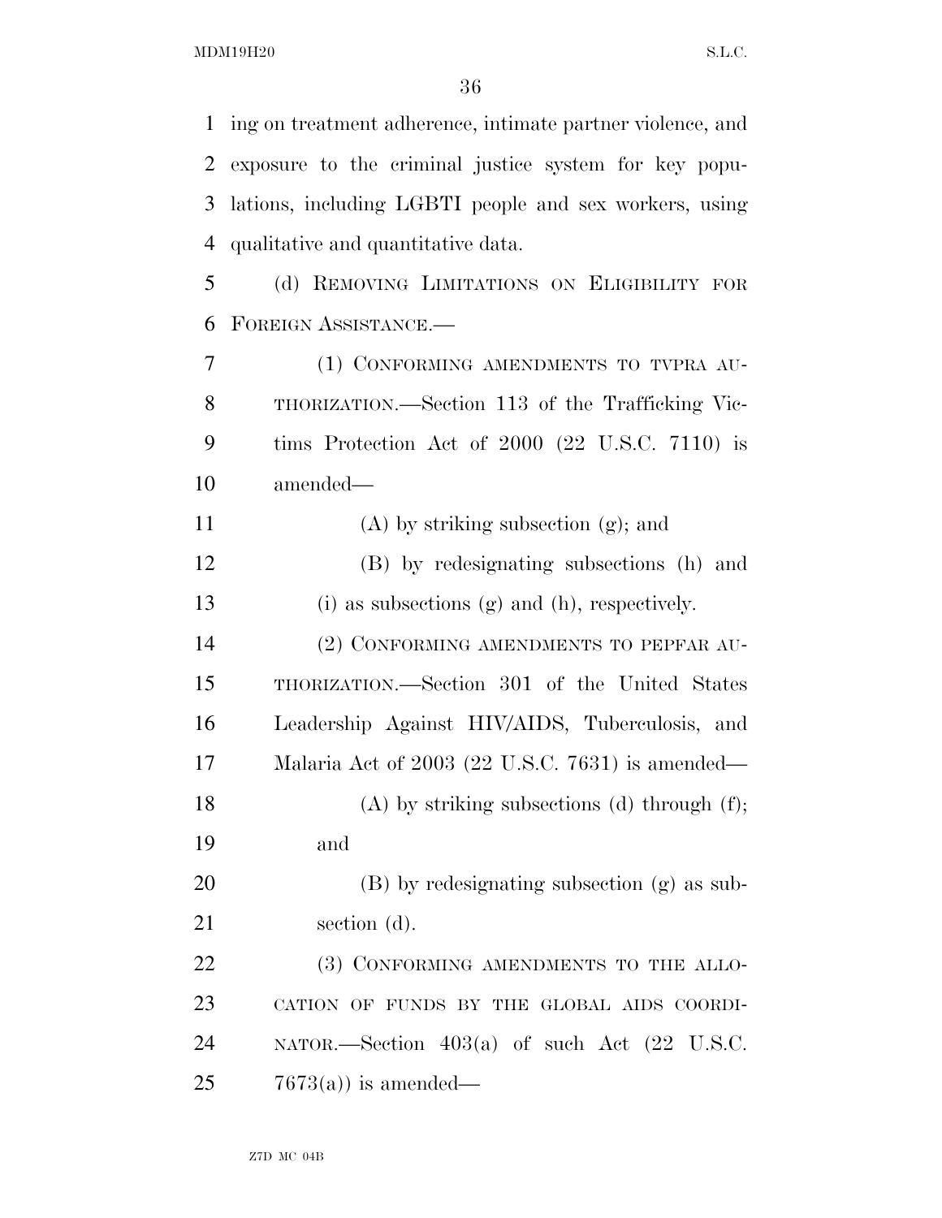ing on treatment adherence, intimate partner violence, and exposure to the criminal justice system for key populations, including LGBTI people and sex workers, using qualitative and quantitative data.

(d) REMOVING LIMITATIONS ON ELIGIBILITY FOR FOREIGN ASSISTANCE.—

(1) CONFORMING AMENDMENTS TO TVPRA AUTHORIZATION.—Section 113 of the Trafficking Victims Protection Act of 2000 (22 U.S.C. 7110) is amended—

(A) by striking subsection (g); and

(B) by redesignating subsections (h) and (i) as subsections (g) and (h), respectively.

(2) CONFORMING AMENDMENTS TO PEPFAR AUTHORIZATION.—Section 301 of the United States Leadership Against HIV/AIDS, Tuberculosis, and Malaria Act of 2003 (22 U.S.C. 7631) is amended—

(A) by striking subsections (d) through (f); and

(B) by redesignating subsection (g) as subsection (d).

(3) CONFORMING AMENDMENTS TO THE ALLOCATION OF FUNDS BY THE GLOBAL AIDS COORDINATOR.—Section 403(a) of such Act (22 U.S.C. 7673(a)) is amended—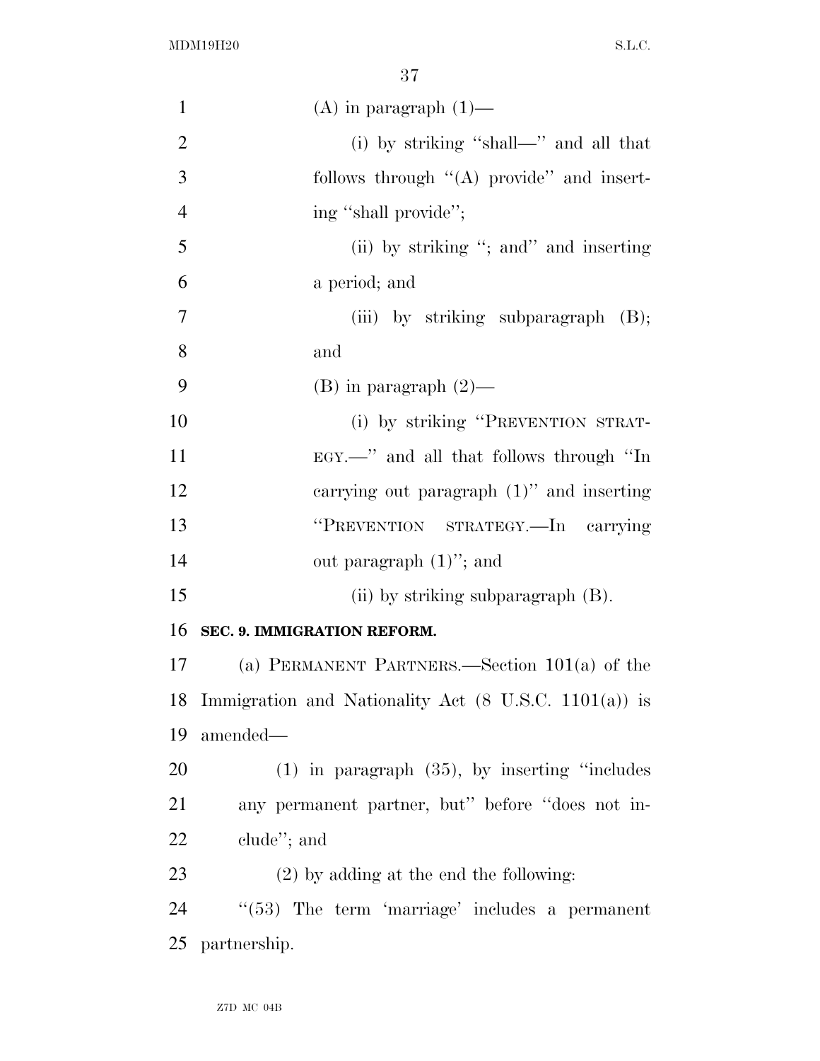(A) in paragraph (1)—

(i) by striking "shall—" and all that follows through "(A) provide" and inserting "shall provide";

(ii) by striking "; and" and inserting a period; and

(iii) by striking subparagraph (B); and

(B) in paragraph (2)—

(i) by striking "PREVENTION STRATEGY.—" and all that follows through "In carrying out paragraph (1)" and inserting "PREVENTION STRATEGY.—In carrying out paragraph (1)"; and

(ii) by striking subparagraph (B).

**SEC. 9. IMMIGRATION REFORM.**

(a) PERMANENT PARTNERS.—Section 101(a) of the Immigration and Nationality Act (8 U.S.C. 1101(a)) is amended—

(1) in paragraph (35), by inserting "includes any permanent partner, but" before "does not include"; and

(2) by adding at the end the following:

"(53) The term 'marriage' includes a permanent partnership.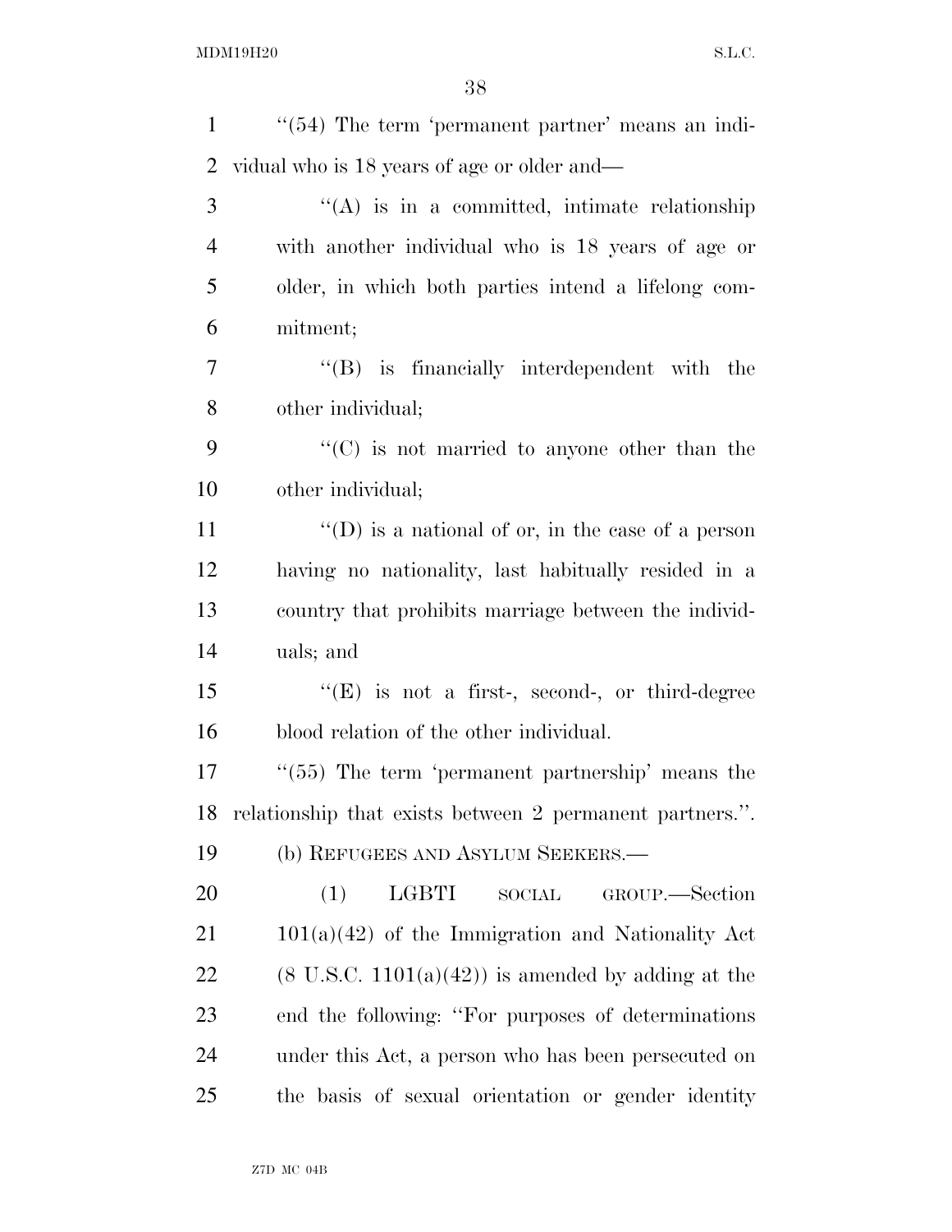''(54) The term 'permanent partner' means an individual who is 18 years of age or older and—

''(A) is in a committed, intimate relationship with another individual who is 18 years of age or older, in which both parties intend a lifelong commitment;

''(B) is financially interdependent with the other individual;

''(C) is not married to anyone other than the other individual;

''(D) is a national of or, in the case of a person having no nationality, last habitually resided in a country that prohibits marriage between the individuals; and

''(E) is not a first-, second-, or third-degree blood relation of the other individual.

''(55) The term 'permanent partnership' means the relationship that exists between 2 permanent partners.''.

(b) REFUGEES AND ASYLUM SEEKERS.—

(1) LGBTI SOCIAL GROUP.—Section 101(a)(42) of the Immigration and Nationality Act (8 U.S.C. 1101(a)(42)) is amended by adding at the end the following: ''For purposes of determinations under this Act, a person who has been persecuted on the basis of sexual orientation or gender identity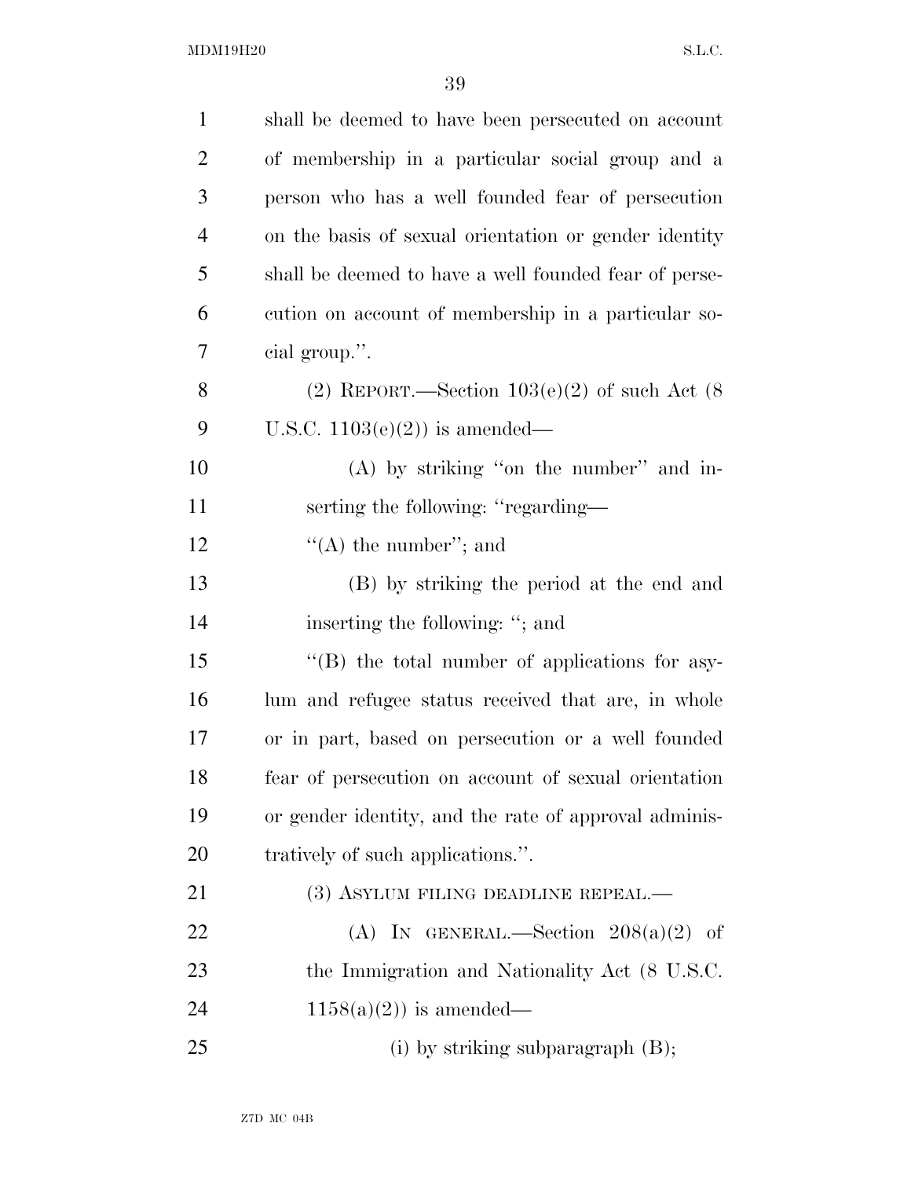shall be deemed to have been persecuted on account of membership in a particular social group and a person who has a well founded fear of persecution on the basis of sexual orientation or gender identity shall be deemed to have a well founded fear of persecution on account of membership in a particular social group.''.

(2) REPORT.—Section 103(e)(2) of such Act (8 U.S.C. 1103(e)(2)) is amended—

(A) by striking ''on the number'' and inserting the following: ''regarding—

''(A) the number''; and

(B) by striking the period at the end and inserting the following: ''; and

''(B) the total number of applications for asylum and refugee status received that are, in whole or in part, based on persecution or a well founded fear of persecution on account of sexual orientation or gender identity, and the rate of approval administratively of such applications.''.

(3) ASYLUM FILING DEADLINE REPEAL.—

(A) IN GENERAL.—Section 208(a)(2) of the Immigration and Nationality Act (8 U.S.C. 1158(a)(2)) is amended—

(i) by striking subparagraph (B);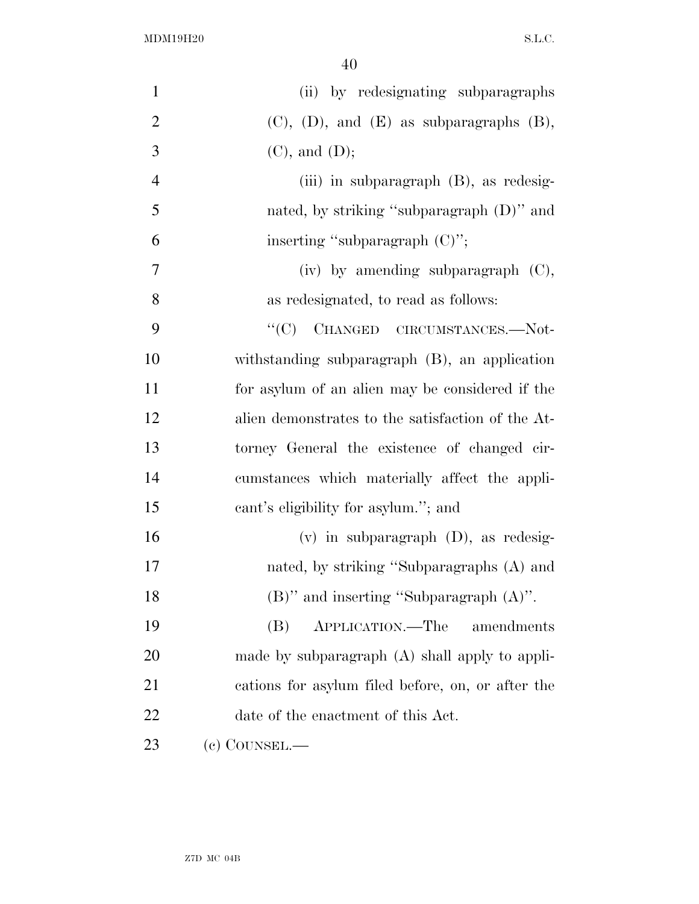(ii) by redesignating subparagraphs (C), (D), and (E) as subparagraphs (B), (C), and (D);

(iii) in subparagraph (B), as redesignated, by striking "subparagraph (D)" and inserting "subparagraph (C)";

(iv) by amending subparagraph (C), as redesignated, to read as follows:

"(C) CHANGED CIRCUMSTANCES.—Notwithstanding subparagraph (B), an application for asylum of an alien may be considered if the alien demonstrates to the satisfaction of the Attorney General the existence of changed circumstances which materially affect the applicant's eligibility for asylum."; and

(v) in subparagraph (D), as redesignated, by striking "Subparagraphs (A) and (B)" and inserting "Subparagraph (A)".

(B) APPLICATION.—The amendments made by subparagraph (A) shall apply to applications for asylum filed before, on, or after the date of the enactment of this Act.

(c) COUNSEL.—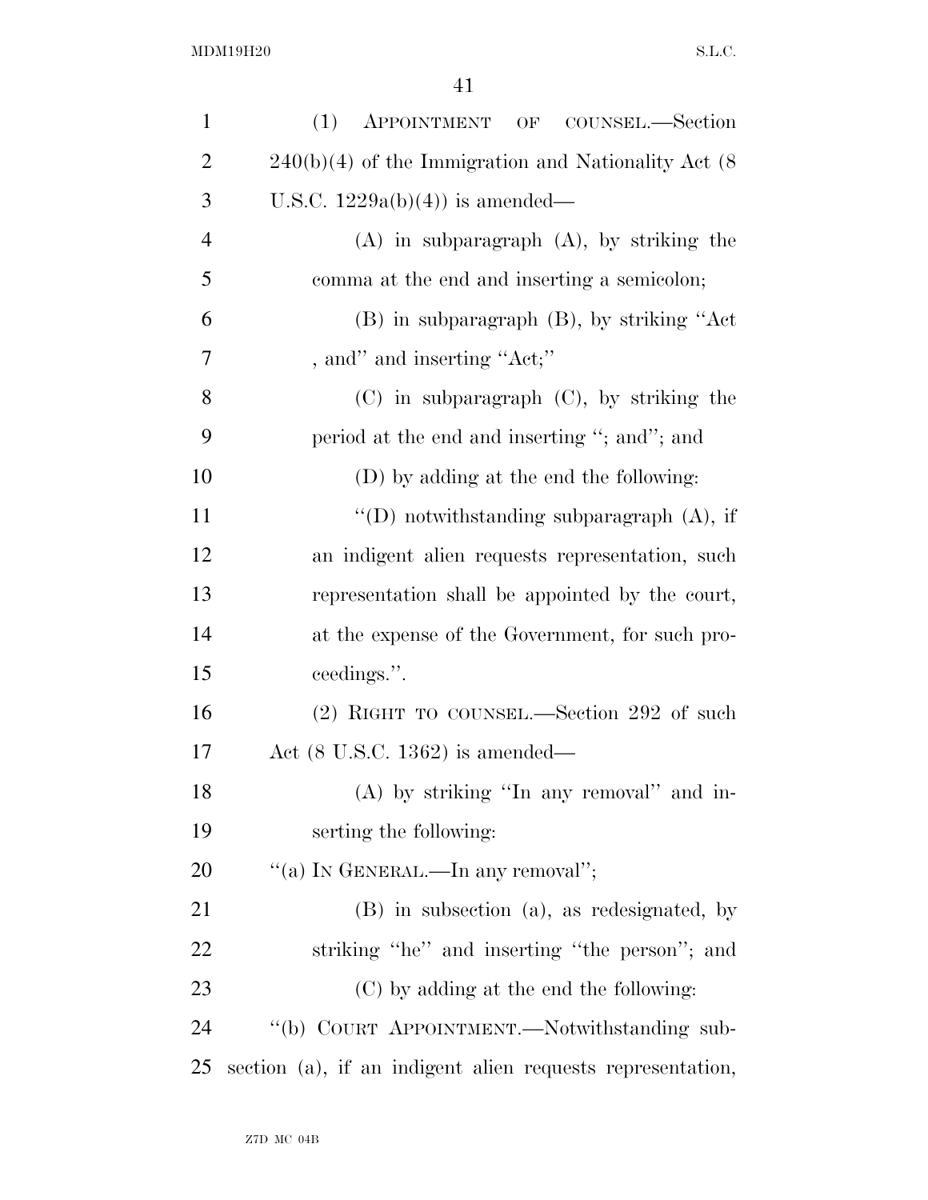(1) APPOINTMENT OF COUNSEL.—Section 240(b)(4) of the Immigration and Nationality Act (8 U.S.C. 1229a(b)(4)) is amended—

(A) in subparagraph (A), by striking the comma at the end and inserting a semicolon;

(B) in subparagraph (B), by striking "Act , and" and inserting "Act;"

(C) in subparagraph (C), by striking the period at the end and inserting "; and"; and

(D) by adding at the end the following:

"(D) notwithstanding subparagraph (A), if an indigent alien requests representation, such representation shall be appointed by the court, at the expense of the Government, for such proceedings.".

(2) RIGHT TO COUNSEL.—Section 292 of such Act (8 U.S.C. 1362) is amended—

(A) by striking "In any removal" and inserting the following:

"(a) IN GENERAL.—In any removal";

(B) in subsection (a), as redesignated, by striking "he" and inserting "the person"; and

(C) by adding at the end the following:

"(b) COURT APPOINTMENT.—Notwithstanding subsection (a), if an indigent alien requests representation,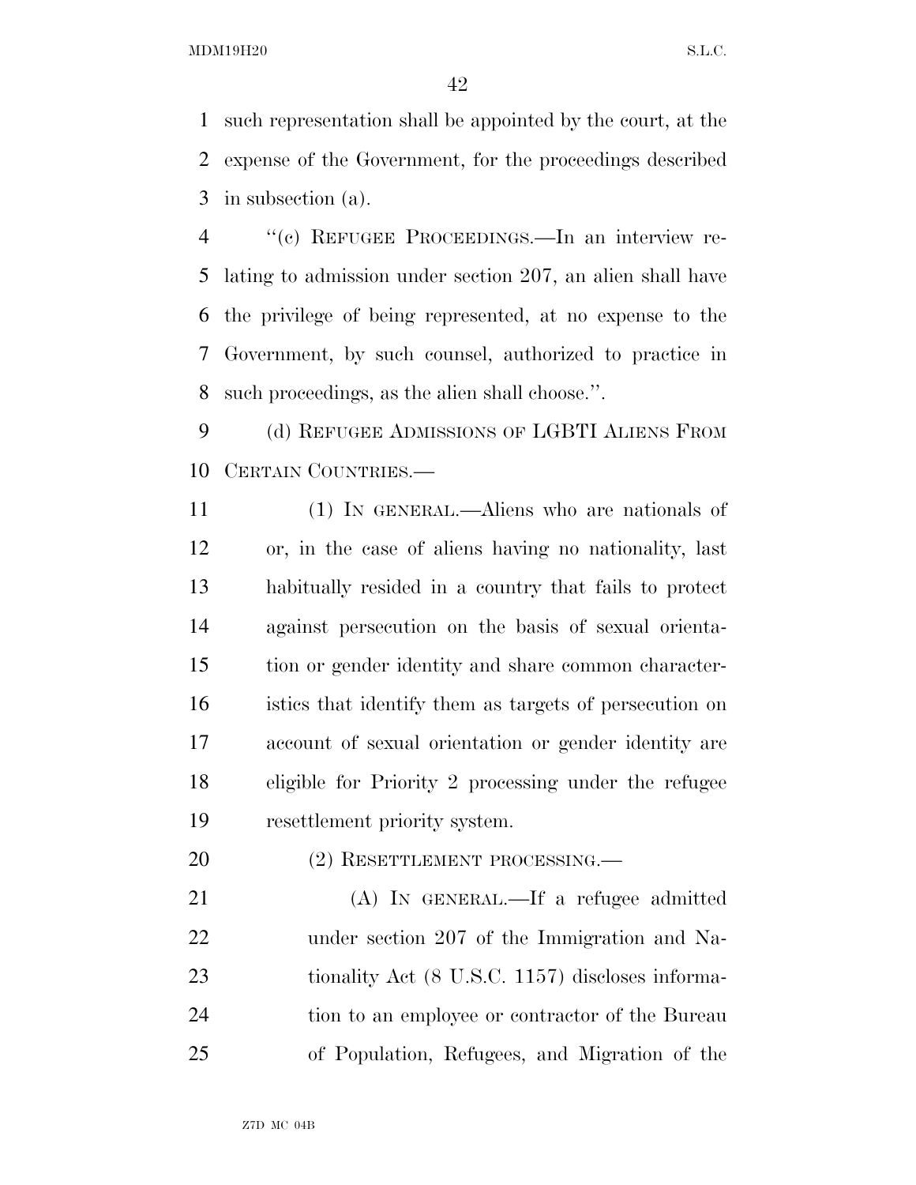such representation shall be appointed by the court, at the expense of the Government, for the proceedings described in subsection (a).

"(c) REFUGEE PROCEEDINGS.—In an interview relating to admission under section 207, an alien shall have the privilege of being represented, at no expense to the Government, by such counsel, authorized to practice in such proceedings, as the alien shall choose.".

(d) REFUGEE ADMISSIONS OF LGBTI ALIENS FROM CERTAIN COUNTRIES.—

(1) IN GENERAL.—Aliens who are nationals of or, in the case of aliens having no nationality, last habitually resided in a country that fails to protect against persecution on the basis of sexual orientation or gender identity and share common characteristics that identify them as targets of persecution on account of sexual orientation or gender identity are eligible for Priority 2 processing under the refugee resettlement priority system.

(2) RESETTLEMENT PROCESSING.—

(A) IN GENERAL.—If a refugee admitted under section 207 of the Immigration and Nationality Act (8 U.S.C. 1157) discloses information to an employee or contractor of the Bureau of Population, Refugees, and Migration of the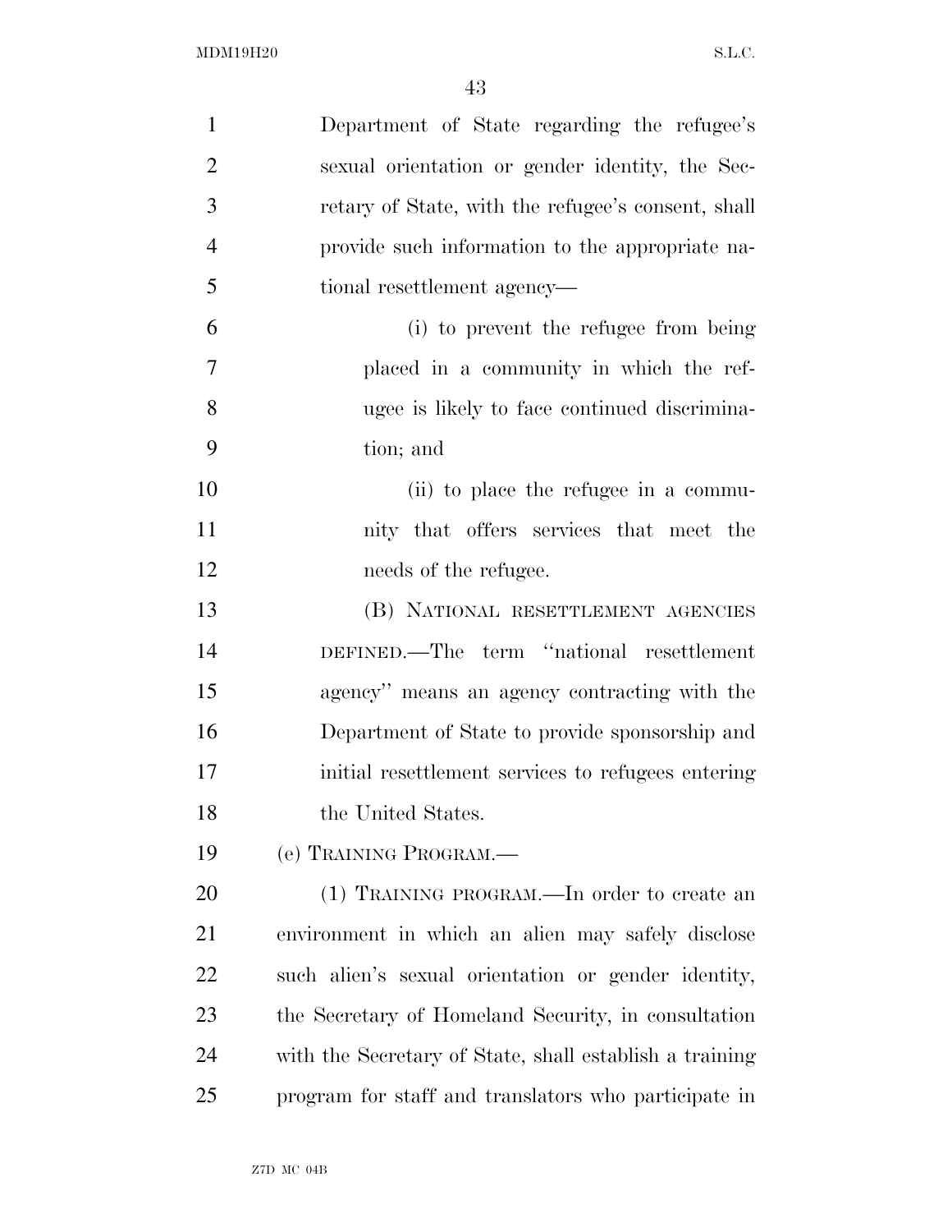Department of State regarding the refugee's sexual orientation or gender identity, the Secretary of State, with the refugee's consent, shall provide such information to the appropriate national resettlement agency—

(i) to prevent the refugee from being placed in a community in which the refugee is likely to face continued discrimination; and

(ii) to place the refugee in a community that offers services that meet the needs of the refugee.

(B) NATIONAL RESETTLEMENT AGENCIES DEFINED.—The term "national resettlement agency" means an agency contracting with the Department of State to provide sponsorship and initial resettlement services to refugees entering the United States.

(e) TRAINING PROGRAM.—

(1) TRAINING PROGRAM.—In order to create an environment in which an alien may safely disclose such alien's sexual orientation or gender identity, the Secretary of Homeland Security, in consultation with the Secretary of State, shall establish a training program for staff and translators who participate in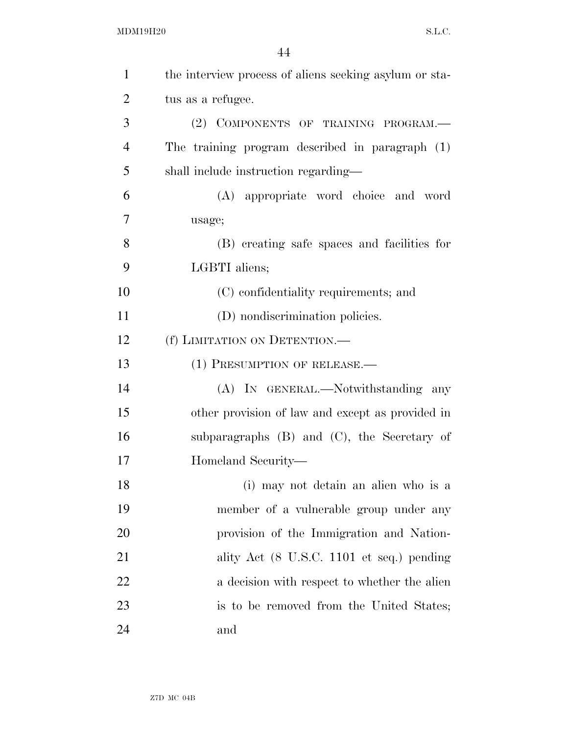the interview process of aliens seeking asylum or status as a refugee.

(2) COMPONENTS OF TRAINING PROGRAM.—The training program described in paragraph (1) shall include instruction regarding—

(A) appropriate word choice and word usage;

(B) creating safe spaces and facilities for LGBTI aliens;

(C) confidentiality requirements; and

(D) nondiscrimination policies.

(f) LIMITATION ON DETENTION.—

(1) PRESUMPTION OF RELEASE.—

(A) IN GENERAL.—Notwithstanding any other provision of law and except as provided in subparagraphs (B) and (C), the Secretary of Homeland Security—

(i) may not detain an alien who is a member of a vulnerable group under any provision of the Immigration and Nationality Act (8 U.S.C. 1101 et seq.) pending a decision with respect to whether the alien is to be removed from the United States; and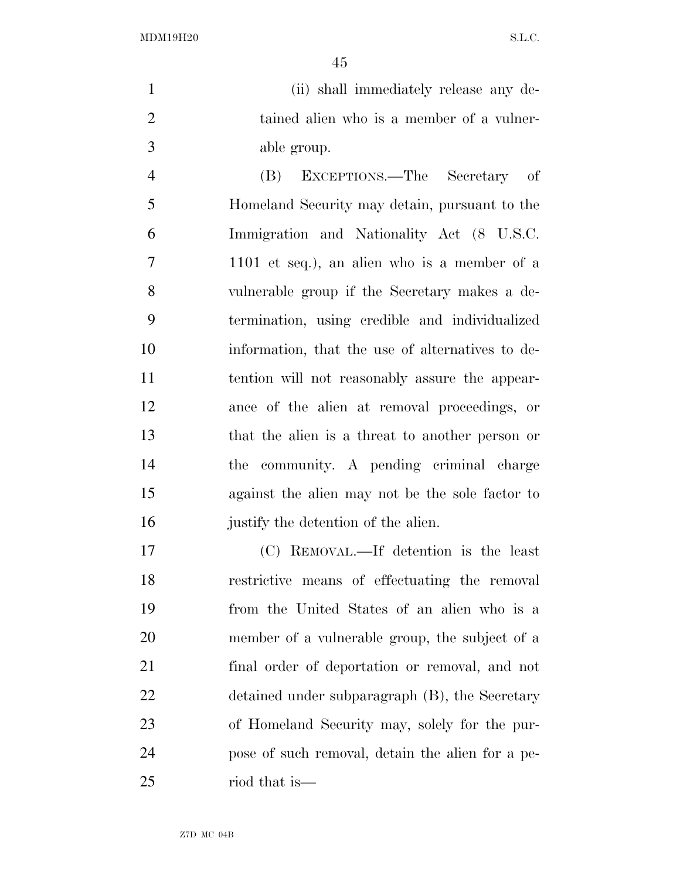(ii) shall immediately release any detained alien who is a member of a vulnerable group.

(B) EXCEPTIONS.—The Secretary of Homeland Security may detain, pursuant to the Immigration and Nationality Act (8 U.S.C. 1101 et seq.), an alien who is a member of a vulnerable group if the Secretary makes a determination, using credible and individualized information, that the use of alternatives to detention will not reasonably assure the appearance of the alien at removal proceedings, or that the alien is a threat to another person or the community. A pending criminal charge against the alien may not be the sole factor to justify the detention of the alien.

(C) REMOVAL.—If detention is the least restrictive means of effectuating the removal from the United States of an alien who is a member of a vulnerable group, the subject of a final order of deportation or removal, and not detained under subparagraph (B), the Secretary of Homeland Security may, solely for the purpose of such removal, detain the alien for a period that is—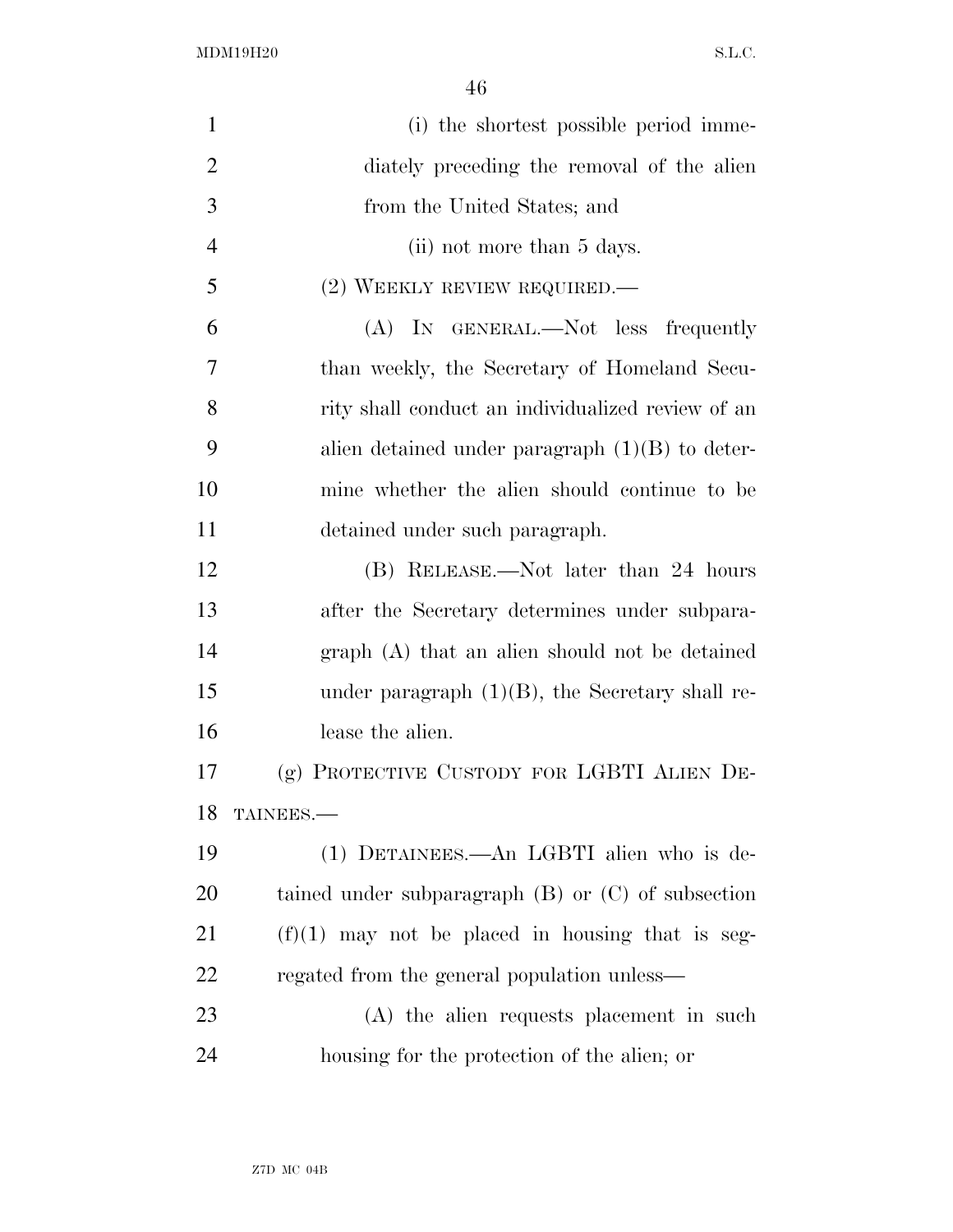(i) the shortest possible period immediately preceding the removal of the alien from the United States; and

(ii) not more than 5 days.

(2) WEEKLY REVIEW REQUIRED.—

(A) IN GENERAL.—Not less frequently than weekly, the Secretary of Homeland Security shall conduct an individualized review of an alien detained under paragraph (1)(B) to determine whether the alien should continue to be detained under such paragraph.

(B) RELEASE.—Not later than 24 hours after the Secretary determines under subparagraph (A) that an alien should not be detained under paragraph (1)(B), the Secretary shall release the alien.

(g) PROTECTIVE CUSTODY FOR LGBTI ALIEN DETAINEES.—

(1) DETAINEES.—An LGBTI alien who is detained under subparagraph (B) or (C) of subsection (f)(1) may not be placed in housing that is segregated from the general population unless—

(A) the alien requests placement in such housing for the protection of the alien; or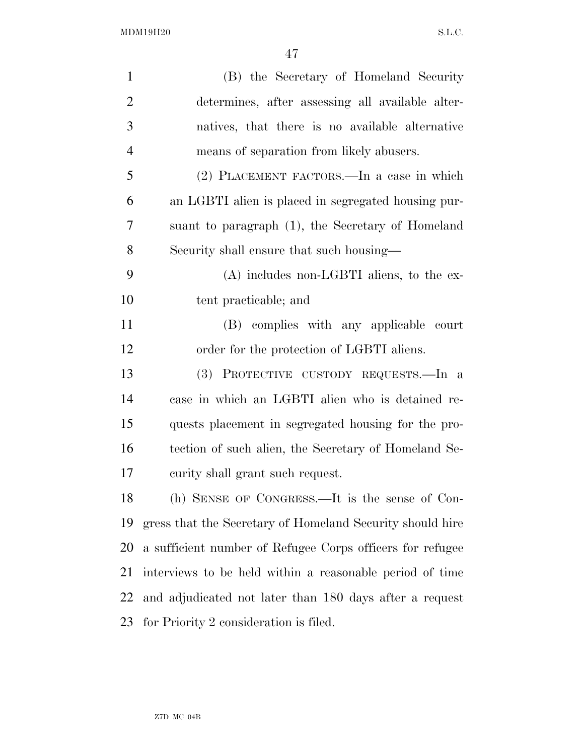(B) the Secretary of Homeland Security determines, after assessing all available alternatives, that there is no available alternative means of separation from likely abusers.

(2) PLACEMENT FACTORS.—In a case in which an LGBTI alien is placed in segregated housing pursuant to paragraph (1), the Secretary of Homeland Security shall ensure that such housing—

(A) includes non-LGBTI aliens, to the extent practicable; and

(B) complies with any applicable court order for the protection of LGBTI aliens.

(3) PROTECTIVE CUSTODY REQUESTS.—In a case in which an LGBTI alien who is detained requests placement in segregated housing for the protection of such alien, the Secretary of Homeland Security shall grant such request.

(h) SENSE OF CONGRESS.—It is the sense of Congress that the Secretary of Homeland Security should hire a sufficient number of Refugee Corps officers for refugee interviews to be held within a reasonable period of time and adjudicated not later than 180 days after a request for Priority 2 consideration is filed.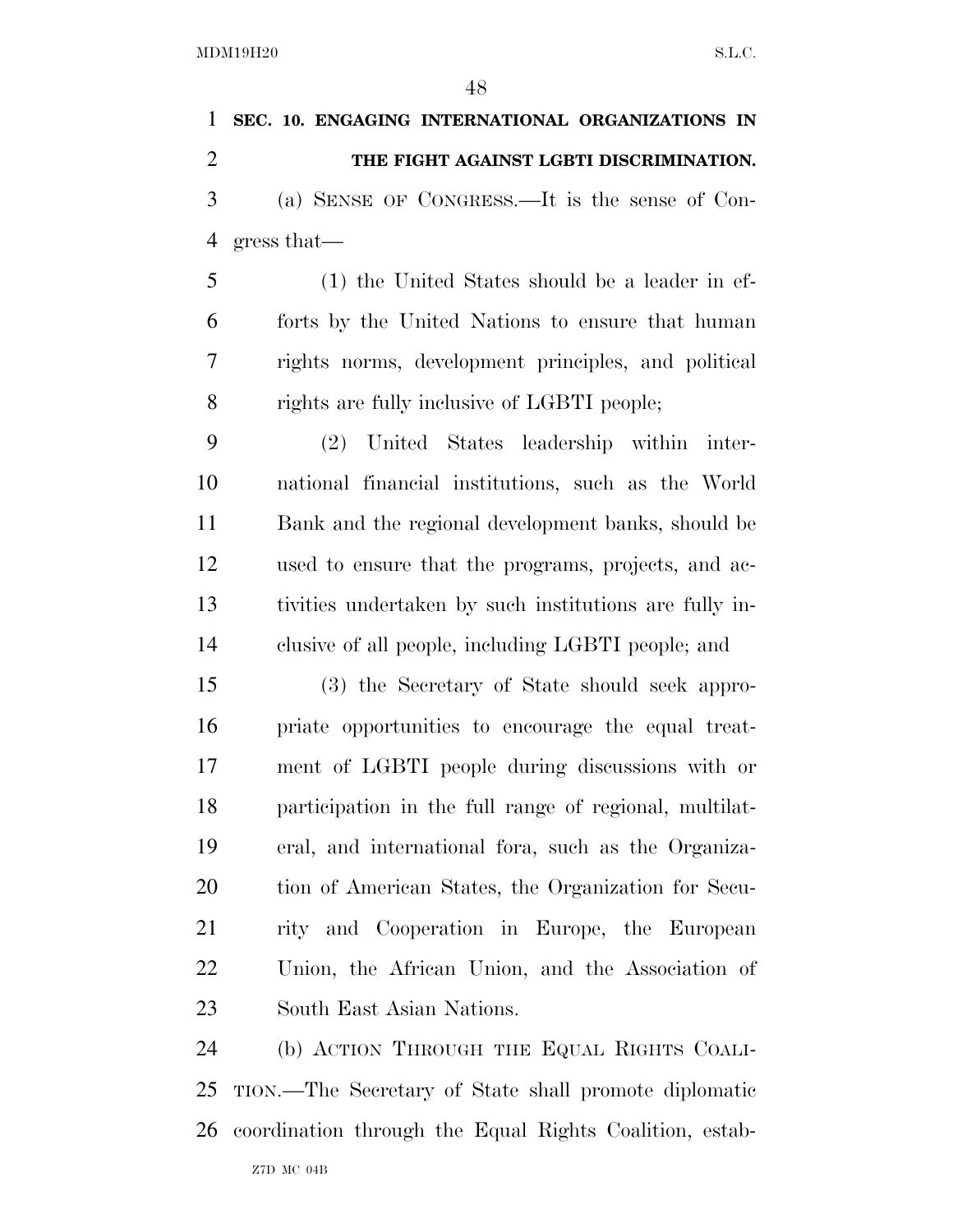**SEC. 10. ENGAGING INTERNATIONAL ORGANIZATIONS IN THE FIGHT AGAINST LGBTI DISCRIMINATION.**

(a) SENSE OF CONGRESS.—It is the sense of Congress that—

(1) the United States should be a leader in efforts by the United Nations to ensure that human rights norms, development principles, and political rights are fully inclusive of LGBTI people;

(2) United States leadership within international financial institutions, such as the World Bank and the regional development banks, should be used to ensure that the programs, projects, and activities undertaken by such institutions are fully inclusive of all people, including LGBTI people; and

(3) the Secretary of State should seek appropriate opportunities to encourage the equal treatment of LGBTI people during discussions with or participation in the full range of regional, multilateral, and international fora, such as the Organization of American States, the Organization for Security and Cooperation in Europe, the European Union, the African Union, and the Association of South East Asian Nations.

(b) ACTION THROUGH THE EQUAL RIGHTS COALITION.—The Secretary of State shall promote diplomatic coordination through the Equal Rights Coalition, estab-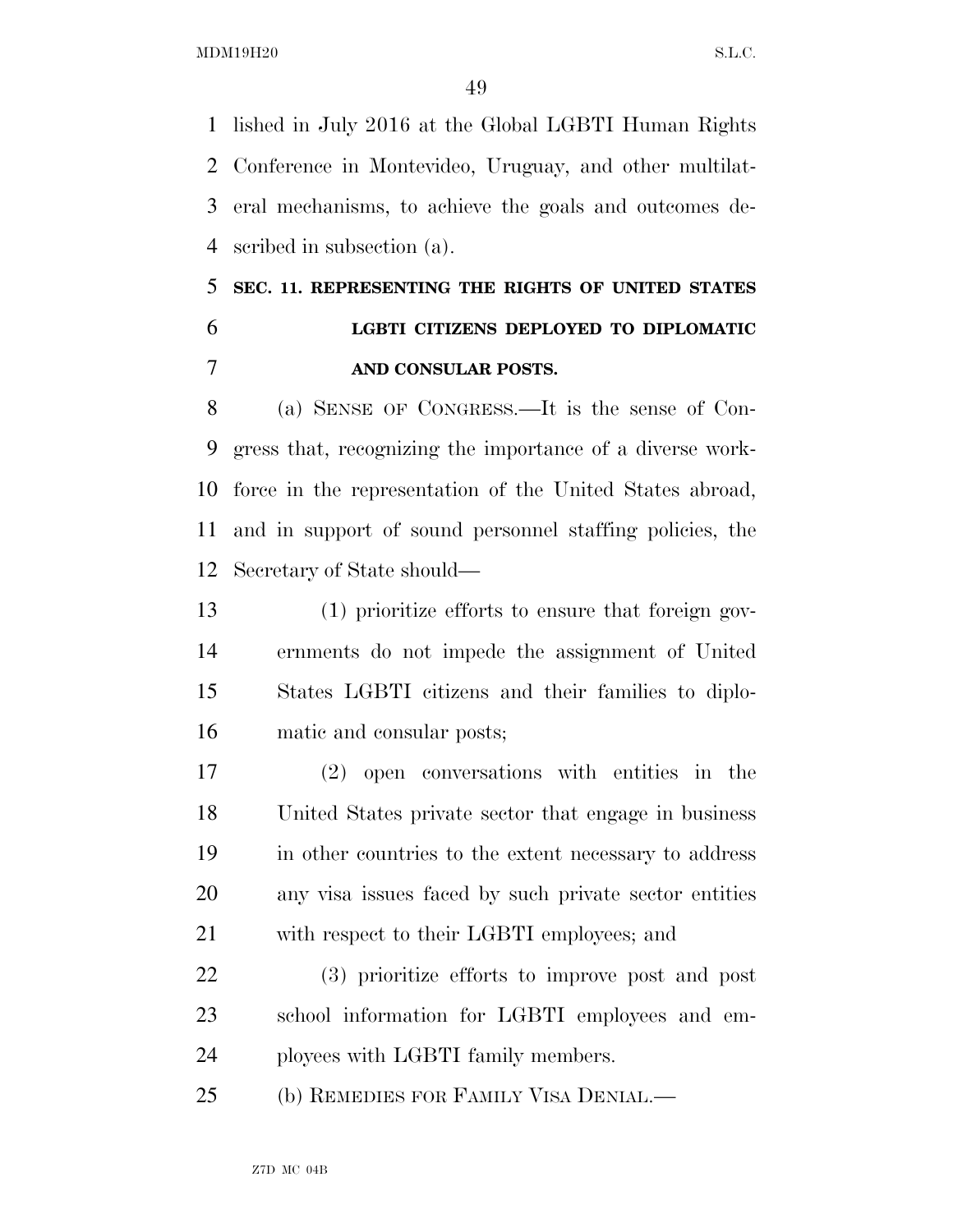lished in July 2016 at the Global LGBTI Human Rights Conference in Montevideo, Uruguay, and other multilateral mechanisms, to achieve the goals and outcomes described in subsection (a).

## SEC. 11. REPRESENTING THE RIGHTS OF UNITED STATES LGBTI CITIZENS DEPLOYED TO DIPLOMATIC AND CONSULAR POSTS.

(a) SENSE OF CONGRESS.—It is the sense of Congress that, recognizing the importance of a diverse workforce in the representation of the United States abroad, and in support of sound personnel staffing policies, the Secretary of State should—

(1) prioritize efforts to ensure that foreign governments do not impede the assignment of United States LGBTI citizens and their families to diplomatic and consular posts;

(2) open conversations with entities in the United States private sector that engage in business in other countries to the extent necessary to address any visa issues faced by such private sector entities with respect to their LGBTI employees; and

(3) prioritize efforts to improve post and post school information for LGBTI employees and employees with LGBTI family members.

(b) REMEDIES FOR FAMILY VISA DENIAL.—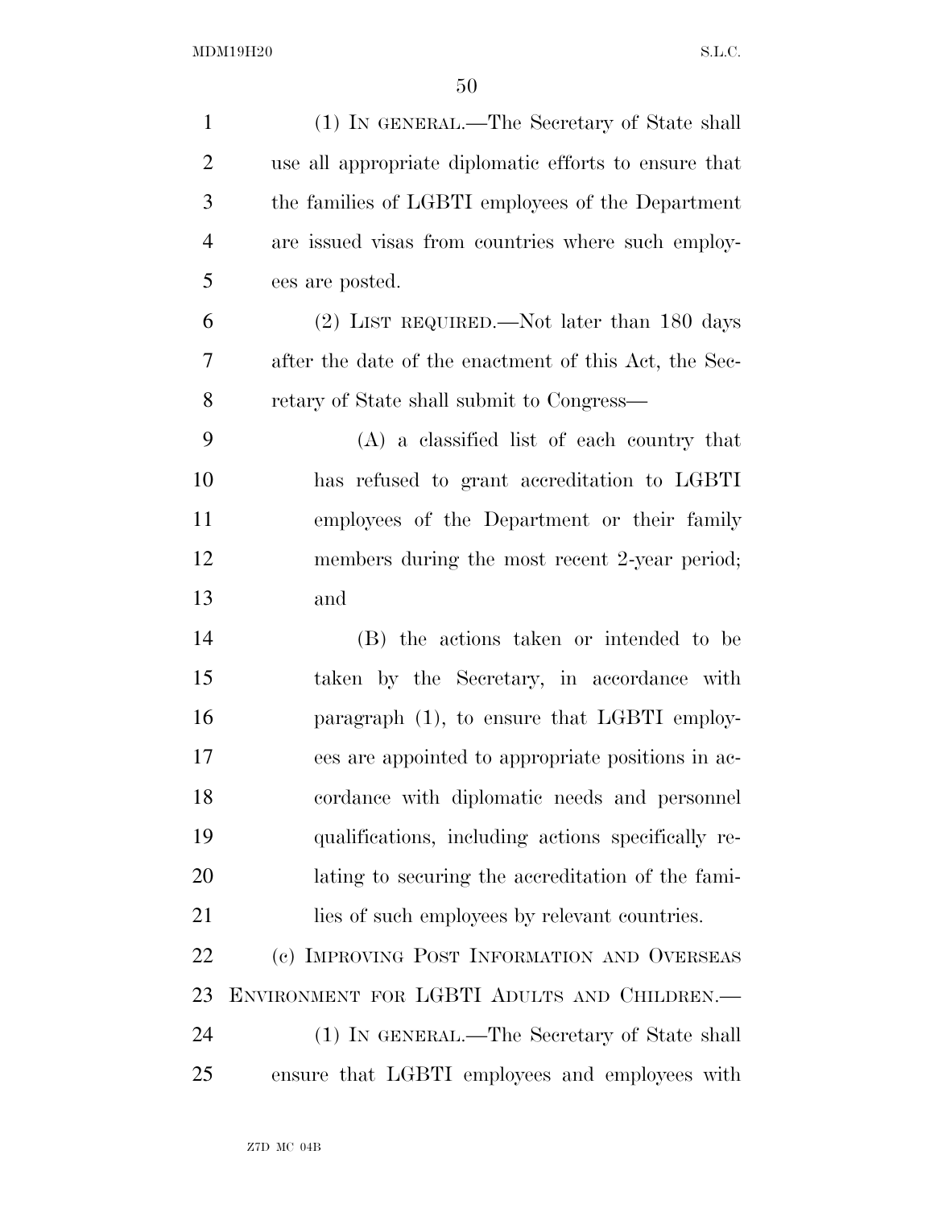(1) IN GENERAL.—The Secretary of State shall use all appropriate diplomatic efforts to ensure that the families of LGBTI employees of the Department are issued visas from countries where such employees are posted.

(2) LIST REQUIRED.—Not later than 180 days after the date of the enactment of this Act, the Secretary of State shall submit to Congress—

(A) a classified list of each country that has refused to grant accreditation to LGBTI employees of the Department or their family members during the most recent 2-year period; and

(B) the actions taken or intended to be taken by the Secretary, in accordance with paragraph (1), to ensure that LGBTI employees are appointed to appropriate positions in accordance with diplomatic needs and personnel qualifications, including actions specifically relating to securing the accreditation of the families of such employees by relevant countries.

(c) IMPROVING POST INFORMATION AND OVERSEAS ENVIRONMENT FOR LGBTI ADULTS AND CHILDREN.—

(1) IN GENERAL.—The Secretary of State shall ensure that LGBTI employees and employees with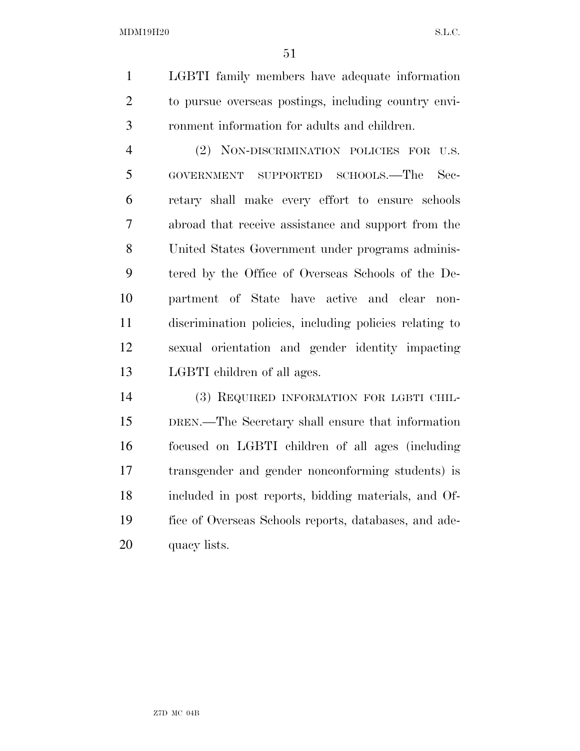LGBTI family members have adequate information to pursue overseas postings, including country environment information for adults and children.

(2) NON-DISCRIMINATION POLICIES FOR U.S. GOVERNMENT SUPPORTED SCHOOLS.—The Secretary shall make every effort to ensure schools abroad that receive assistance and support from the United States Government under programs administered by the Office of Overseas Schools of the Department of State have active and clear non-discrimination policies, including policies relating to sexual orientation and gender identity impacting LGBTI children of all ages.

(3) REQUIRED INFORMATION FOR LGBTI CHILDREN.—The Secretary shall ensure that information focused on LGBTI children of all ages (including transgender and gender nonconforming students) is included in post reports, bidding materials, and Office of Overseas Schools reports, databases, and adequacy lists.